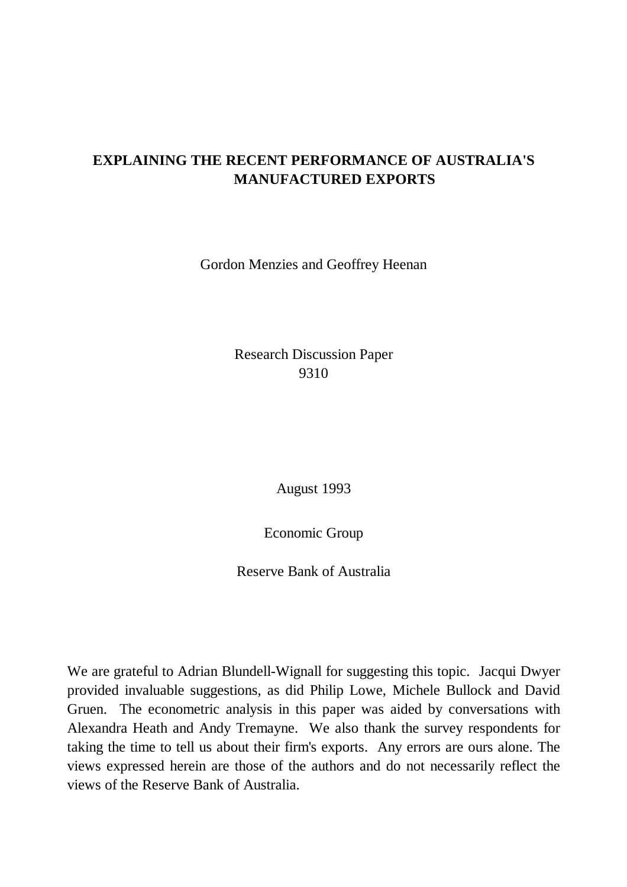# EXPLAINING THE RECENT PERFORMANCE OF AUSTRALIA'S MANUFACTURED EXPORTS

Gordon Menzies and Geoffrey Heenan

Research Discussion Paper
9310

August 1993

Economic Group

Reserve Bank of Australia

We are grateful to Adrian Blundell-Wignall for suggesting this topic. Jacqui Dwyer provided invaluable suggestions, as did Philip Lowe, Michele Bullock and David Gruen. The econometric analysis in this paper was aided by conversations with Alexandra Heath and Andy Tremayne. We also thank the survey respondents for taking the time to tell us about their firm's exports. Any errors are ours alone. The views expressed herein are those of the authors and do not necessarily reflect the views of the Reserve Bank of Australia.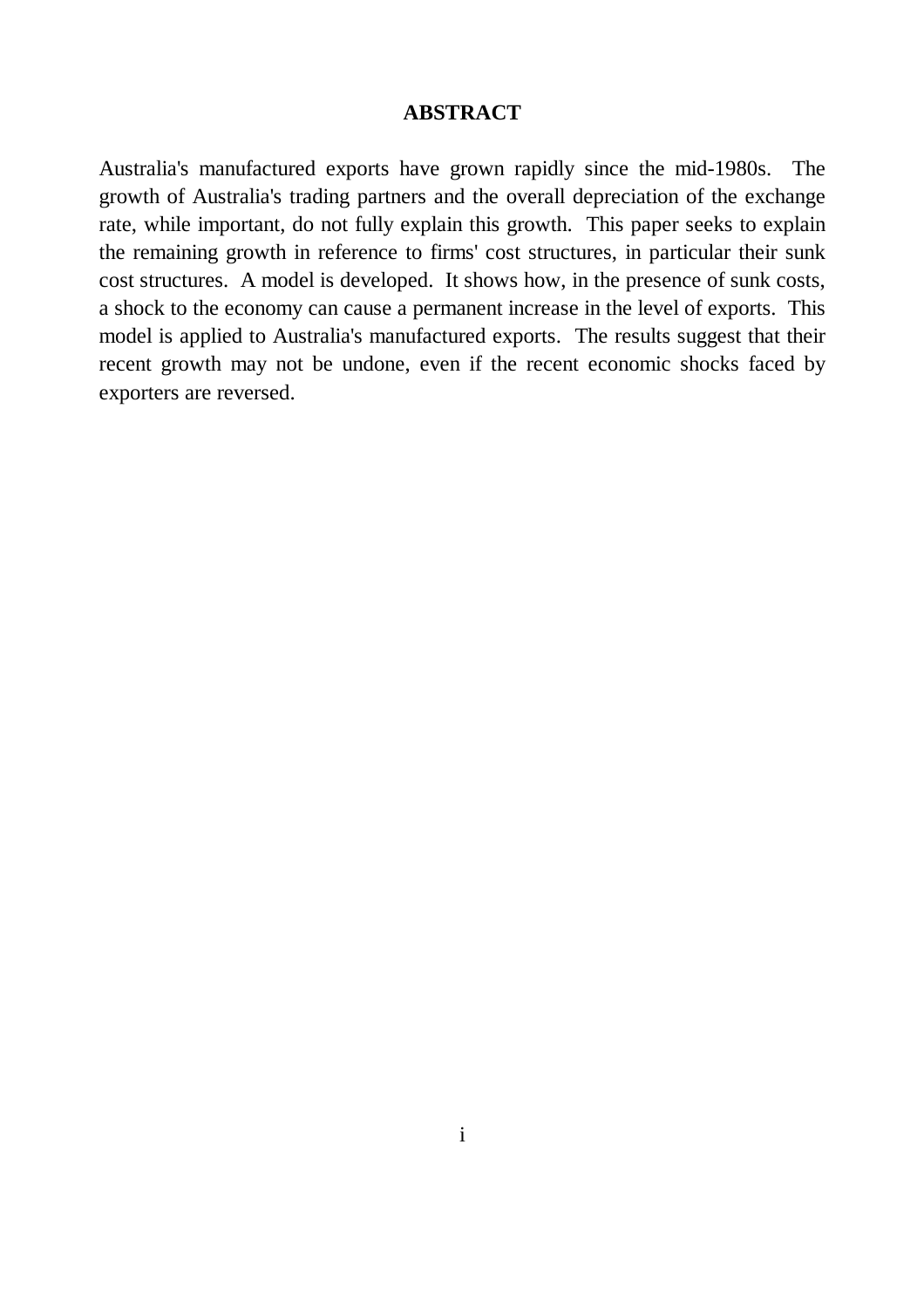## ABSTRACT

Australia's manufactured exports have grown rapidly since the mid-1980s. The growth of Australia's trading partners and the overall depreciation of the exchange rate, while important, do not fully explain this growth. This paper seeks to explain the remaining growth in reference to firms' cost structures, in particular their sunk cost structures. A model is developed. It shows how, in the presence of sunk costs, a shock to the economy can cause a permanent increase in the level of exports. This model is applied to Australia's manufactured exports. The results suggest that their recent growth may not be undone, even if the recent economic shocks faced by exporters are reversed.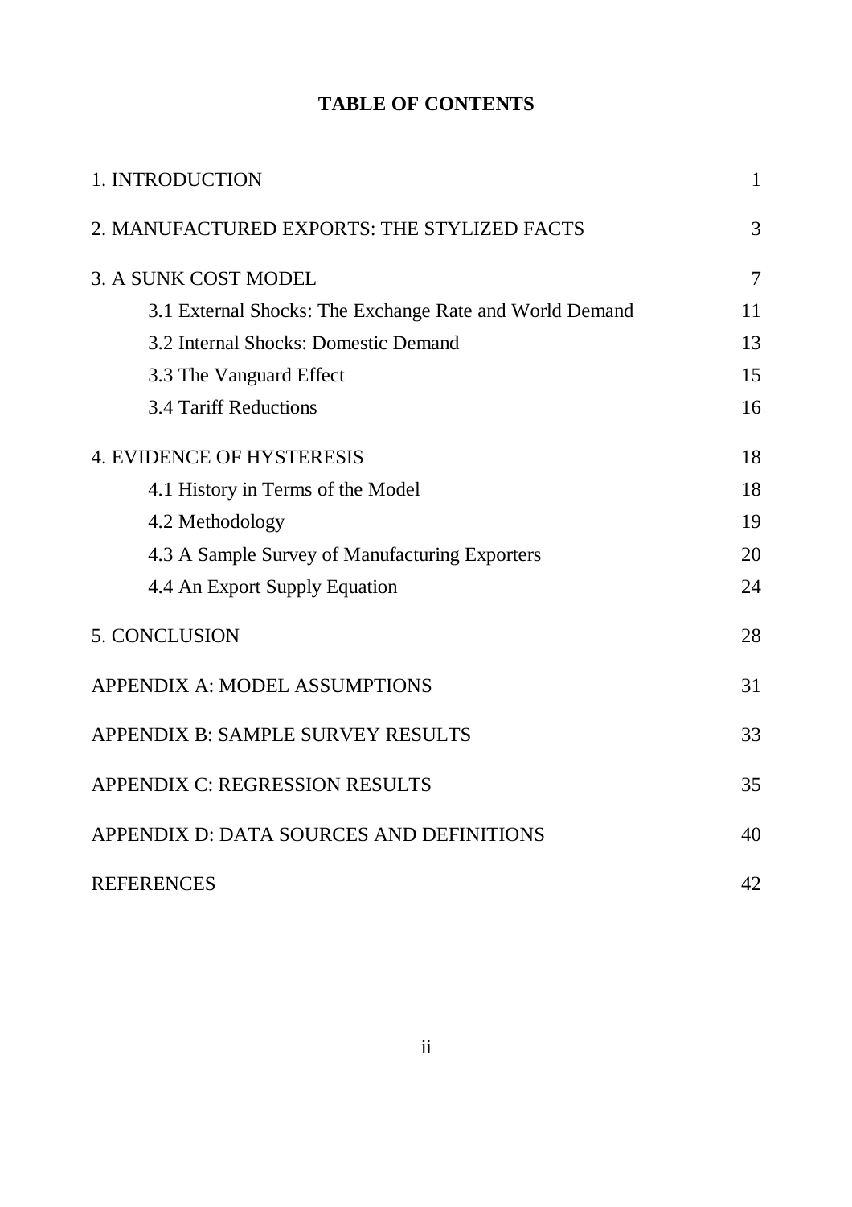# TABLE OF CONTENTS

| | |
|---|---|
| 1. INTRODUCTION | 1 |
| 2. MANUFACTURED EXPORTS: THE STYLIZED FACTS | 3 |
| 3. A SUNK COST MODEL | 7 |
| 3.1 External Shocks: The Exchange Rate and World Demand | 11 |
| 3.2 Internal Shocks: Domestic Demand | 13 |
| 3.3 The Vanguard Effect | 15 |
| 3.4 Tariff Reductions | 16 |
| 4. EVIDENCE OF HYSTERESIS | 18 |
| 4.1 History in Terms of the Model | 18 |
| 4.2 Methodology | 19 |
| 4.3 A Sample Survey of Manufacturing Exporters | 20 |
| 4.4 An Export Supply Equation | 24 |
| 5. CONCLUSION | 28 |
| APPENDIX A: MODEL ASSUMPTIONS | 31 |
| APPENDIX B: SAMPLE SURVEY RESULTS | 33 |
| APPENDIX C: REGRESSION RESULTS | 35 |
| APPENDIX D: DATA SOURCES AND DEFINITIONS | 40 |
| REFERENCES | 42 |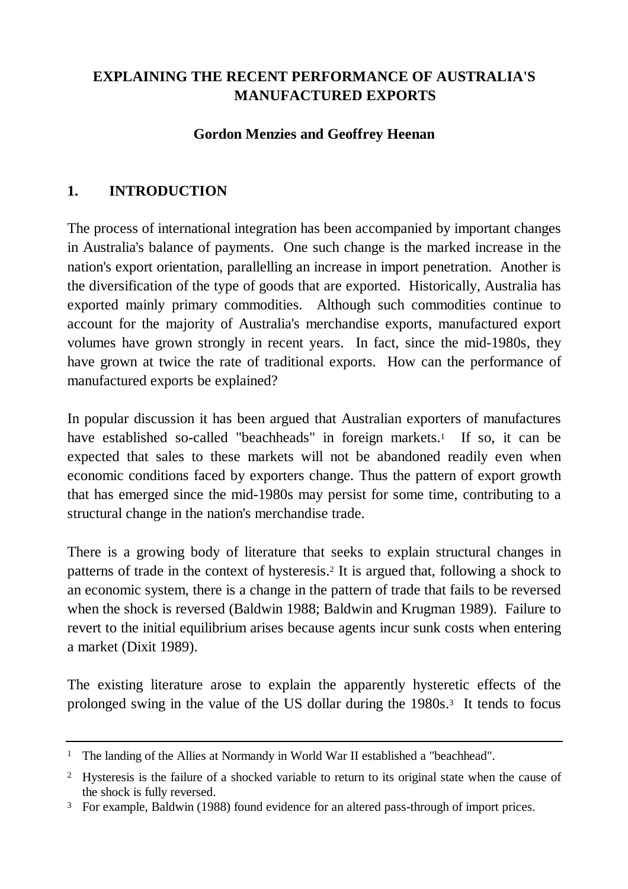# EXPLAINING THE RECENT PERFORMANCE OF AUSTRALIA'S MANUFACTURED EXPORTS

**Gordon Menzies and Geoffrey Heenan**

## 1. INTRODUCTION

The process of international integration has been accompanied by important changes in Australia's balance of payments. One such change is the marked increase in the nation's export orientation, parallelling an increase in import penetration. Another is the diversification of the type of goods that are exported. Historically, Australia has exported mainly primary commodities. Although such commodities continue to account for the majority of Australia's merchandise exports, manufactured export volumes have grown strongly in recent years. In fact, since the mid-1980s, they have grown at twice the rate of traditional exports. How can the performance of manufactured exports be explained?

In popular discussion it has been argued that Australian exporters of manufactures have established so-called "beachheads" in foreign markets.[1] If so, it can be expected that sales to these markets will not be abandoned readily even when economic conditions faced by exporters change. Thus the pattern of export growth that has emerged since the mid-1980s may persist for some time, contributing to a structural change in the nation's merchandise trade.

There is a growing body of literature that seeks to explain structural changes in patterns of trade in the context of hysteresis.[2] It is argued that, following a shock to an economic system, there is a change in the pattern of trade that fails to be reversed when the shock is reversed (Baldwin 1988; Baldwin and Krugman 1989). Failure to revert to the initial equilibrium arises because agents incur sunk costs when entering a market (Dixit 1989).

The existing literature arose to explain the apparently hysteretic effects of the prolonged swing in the value of the US dollar during the 1980s.[3] It tends to focus

---

[1] The landing of the Allies at Normandy in World War II established a "beachhead".

[2] Hysteresis is the failure of a shocked variable to return to its original state when the cause of the shock is fully reversed.

[3] For example, Baldwin (1988) found evidence for an altered pass-through of import prices.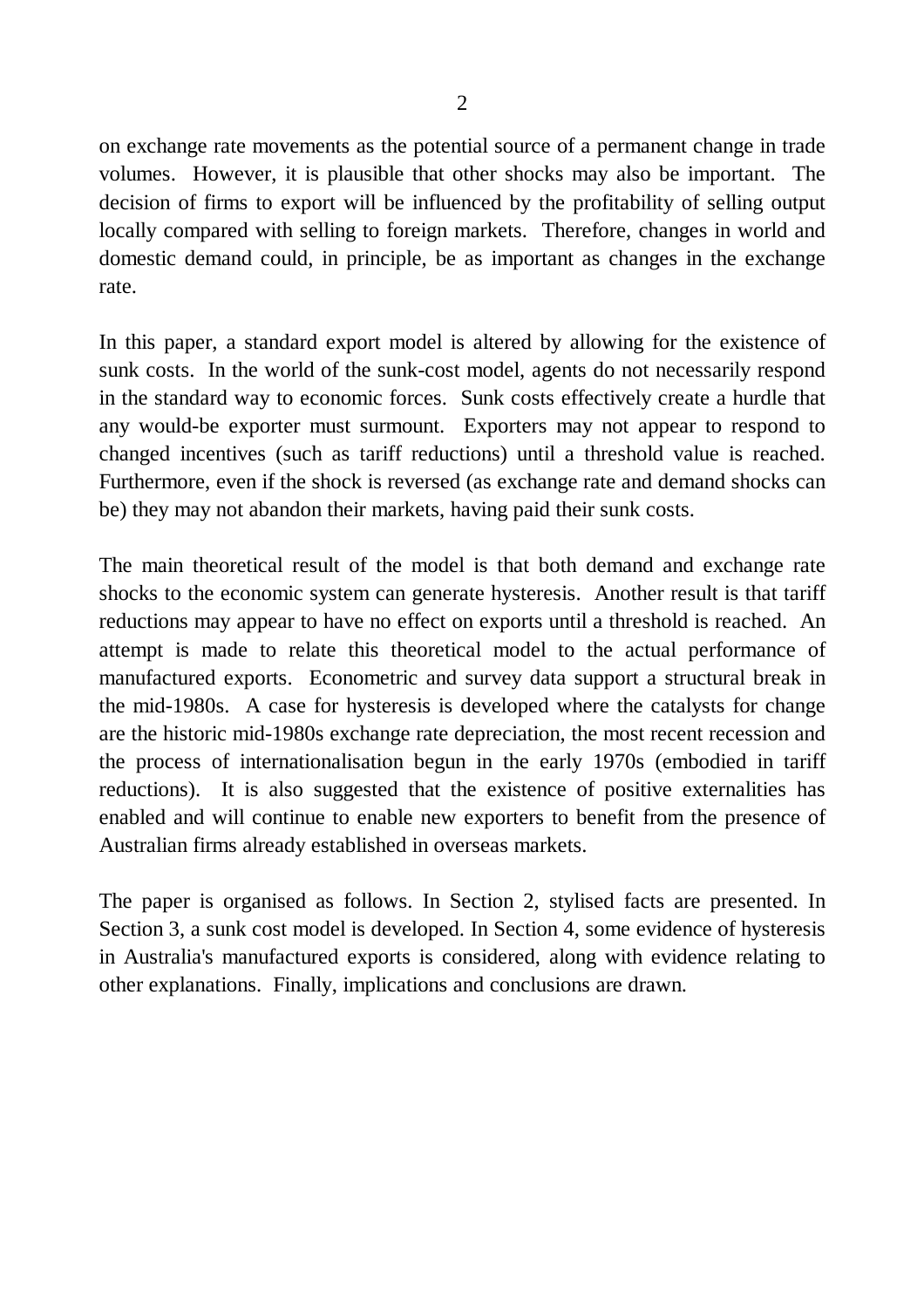on exchange rate movements as the potential source of a permanent change in trade volumes. However, it is plausible that other shocks may also be important. The decision of firms to export will be influenced by the profitability of selling output locally compared with selling to foreign markets. Therefore, changes in world and domestic demand could, in principle, be as important as changes in the exchange rate.

In this paper, a standard export model is altered by allowing for the existence of sunk costs. In the world of the sunk-cost model, agents do not necessarily respond in the standard way to economic forces. Sunk costs effectively create a hurdle that any would-be exporter must surmount. Exporters may not appear to respond to changed incentives (such as tariff reductions) until a threshold value is reached. Furthermore, even if the shock is reversed (as exchange rate and demand shocks can be) they may not abandon their markets, having paid their sunk costs.

The main theoretical result of the model is that both demand and exchange rate shocks to the economic system can generate hysteresis. Another result is that tariff reductions may appear to have no effect on exports until a threshold is reached. An attempt is made to relate this theoretical model to the actual performance of manufactured exports. Econometric and survey data support a structural break in the mid-1980s. A case for hysteresis is developed where the catalysts for change are the historic mid-1980s exchange rate depreciation, the most recent recession and the process of internationalisation begun in the early 1970s (embodied in tariff reductions). It is also suggested that the existence of positive externalities has enabled and will continue to enable new exporters to benefit from the presence of Australian firms already established in overseas markets.

The paper is organised as follows. In Section 2, stylised facts are presented. In Section 3, a sunk cost model is developed. In Section 4, some evidence of hysteresis in Australia's manufactured exports is considered, along with evidence relating to other explanations. Finally, implications and conclusions are drawn.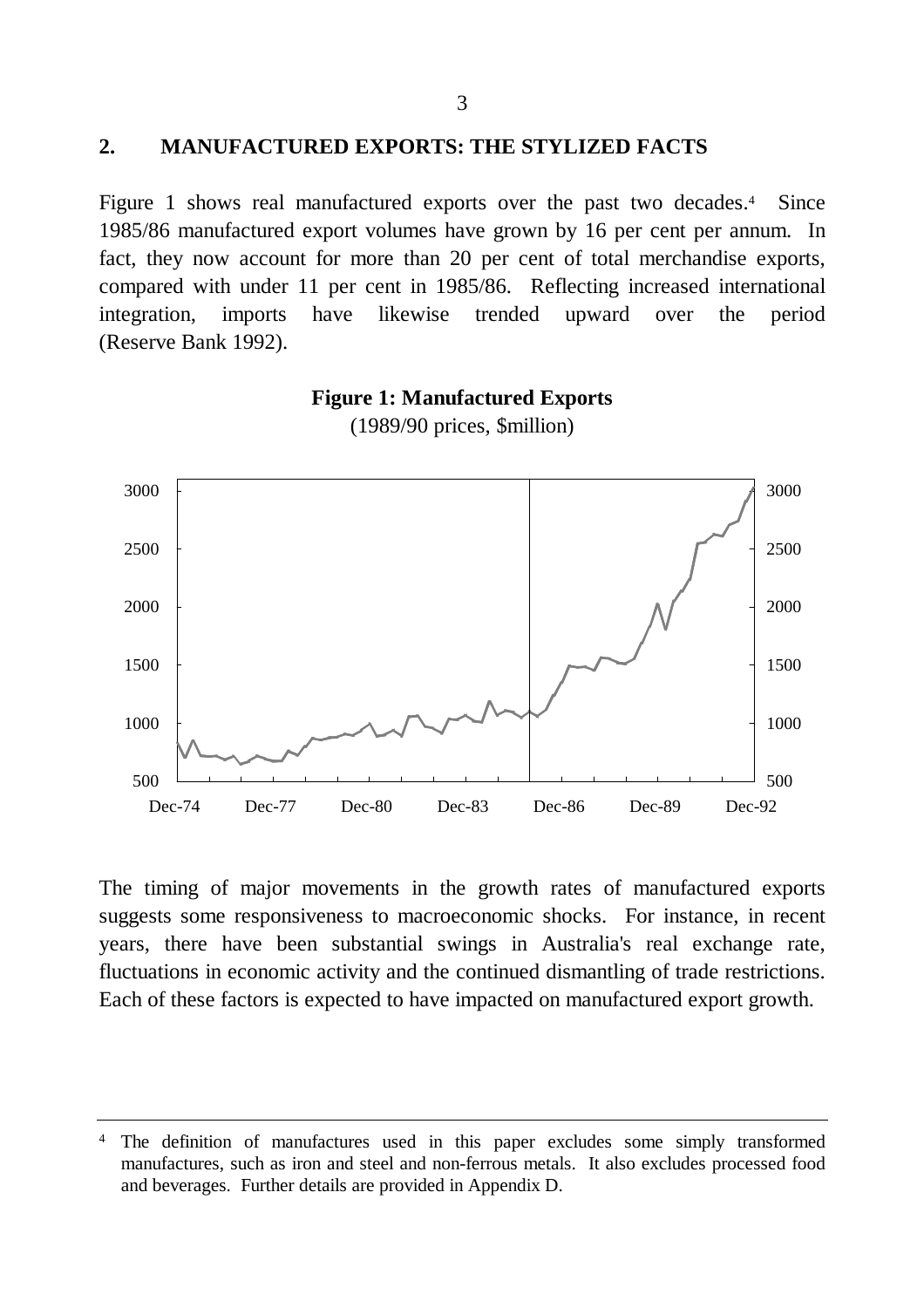## 2. MANUFACTURED EXPORTS: THE STYLIZED FACTS

Figure 1 shows real manufactured exports over the past two decades.[4] Since 1985/86 manufactured export volumes have grown by 16 per cent per annum. In fact, they now account for more than 20 per cent of total merchandise exports, compared with under 11 per cent in 1985/86. Reflecting increased international integration, imports have likewise trended upward over the period (Reserve Bank 1992).

**Figure 1: Manufactured Exports**

(1989/90 prices, $million)

The timing of major movements in the growth rates of manufactured exports suggests some responsiveness to macroeconomic shocks. For instance, in recent years, there have been substantial swings in Australia's real exchange rate, fluctuations in economic activity and the continued dismantling of trade restrictions. Each of these factors is expected to have impacted on manufactured export growth.

---

[4] The definition of manufactures used in this paper excludes some simply transformed manufactures, such as iron and steel and non-ferrous metals. It also excludes processed food and beverages. Further details are provided in Appendix D.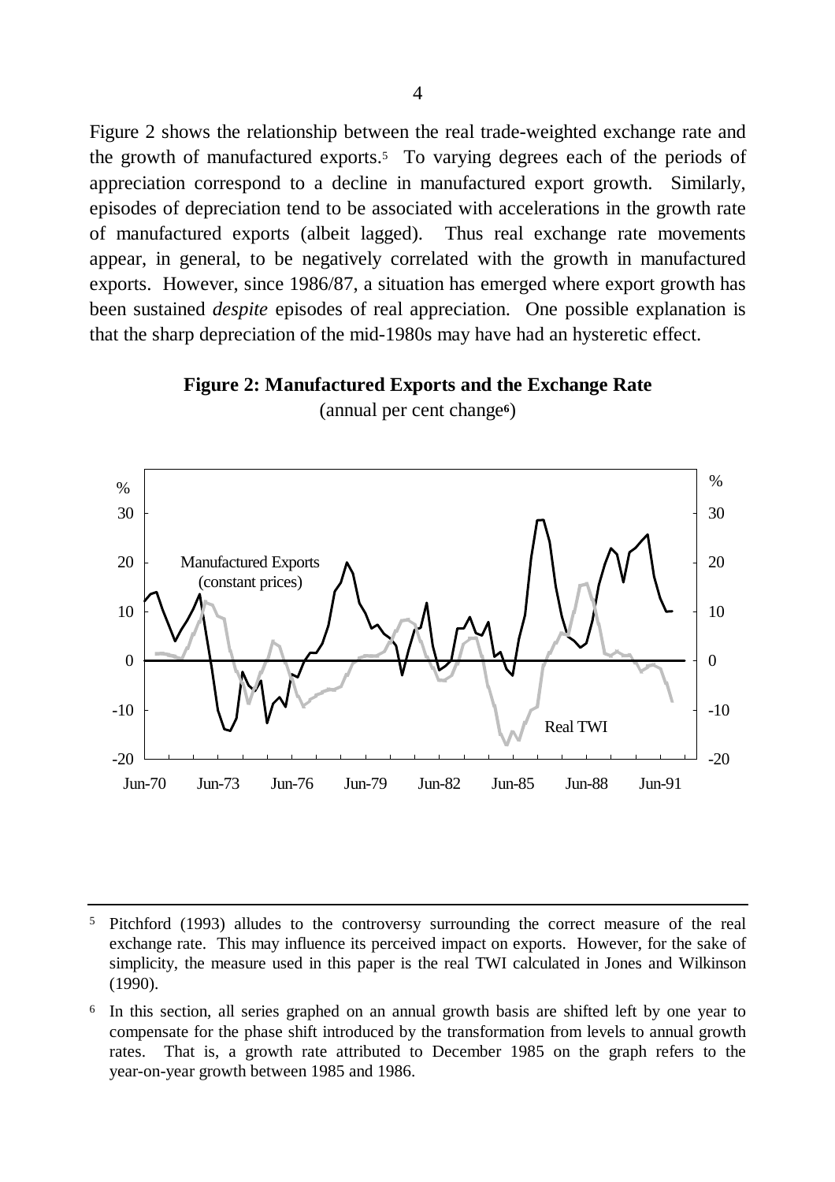Figure 2 shows the relationship between the real trade-weighted exchange rate and the growth of manufactured exports.[5] To varying degrees each of the periods of appreciation correspond to a decline in manufactured export growth. Similarly, episodes of depreciation tend to be associated with accelerations in the growth rate of manufactured exports (albeit lagged). Thus real exchange rate movements appear, in general, to be negatively correlated with the growth in manufactured exports. However, since 1986/87, a situation has emerged where export growth has been sustained *despite* episodes of real appreciation. One possible explanation is that the sharp depreciation of the mid-1980s may have had an hysteretic effect.

**Figure 2: Manufactured Exports and the Exchange Rate**

(annual per cent change[6])

---

[5] Pitchford (1993) alludes to the controversy surrounding the correct measure of the real exchange rate. This may influence its perceived impact on exports. However, for the sake of simplicity, the measure used in this paper is the real TWI calculated in Jones and Wilkinson (1990).

[6] In this section, all series graphed on an annual growth basis are shifted left by one year to compensate for the phase shift introduced by the transformation from levels to annual growth rates. That is, a growth rate attributed to December 1985 on the graph refers to the year-on-year growth between 1985 and 1986.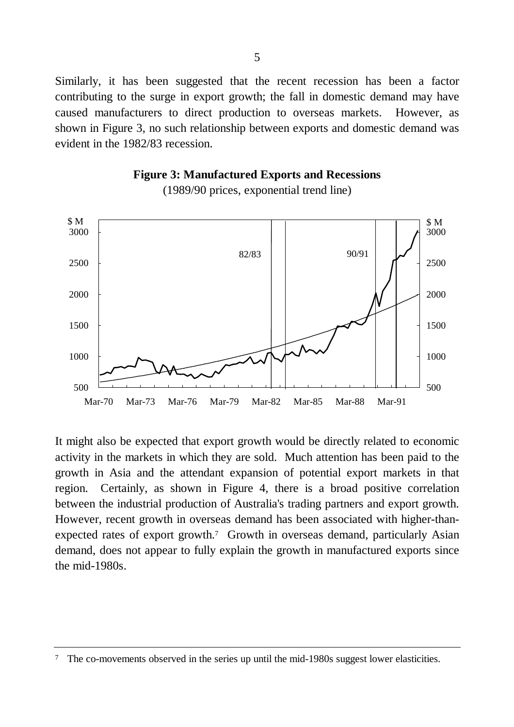Similarly, it has been suggested that the recent recession has been a factor contributing to the surge in export growth; the fall in domestic demand may have caused manufacturers to direct production to overseas markets. However, as shown in Figure 3, no such relationship between exports and domestic demand was evident in the 1982/83 recession.

**Figure 3: Manufactured Exports and Recessions**

(1989/90 prices, exponential trend line)

It might also be expected that export growth would be directly related to economic activity in the markets in which they are sold. Much attention has been paid to the growth in Asia and the attendant expansion of potential export markets in that region. Certainly, as shown in Figure 4, there is a broad positive correlation between the industrial production of Australia's trading partners and export growth. However, recent growth in overseas demand has been associated with higher-than-expected rates of export growth.[7] Growth in overseas demand, particularly Asian demand, does not appear to fully explain the growth in manufactured exports since the mid-1980s.

---

[7] The co-movements observed in the series up until the mid-1980s suggest lower elasticities.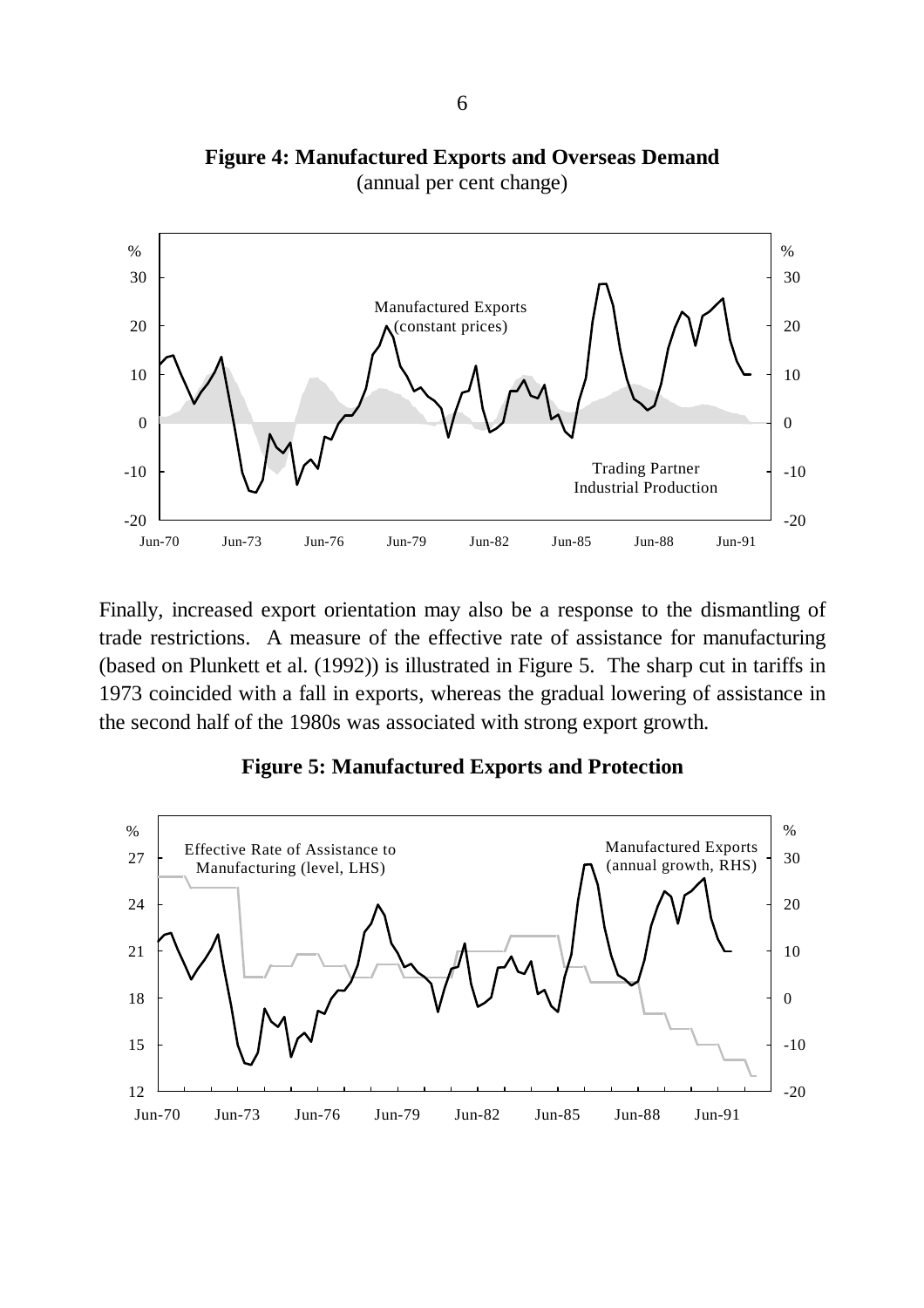**Figure 4: Manufactured Exports and Overseas Demand**
(annual per cent change)

Finally, increased export orientation may also be a response to the dismantling of trade restrictions. A measure of the effective rate of assistance for manufacturing (based on Plunkett et al. (1992)) is illustrated in Figure 5. The sharp cut in tariffs in 1973 coincided with a fall in exports, whereas the gradual lowering of assistance in the second half of the 1980s was associated with strong export growth.

**Figure 5: Manufactured Exports and Protection**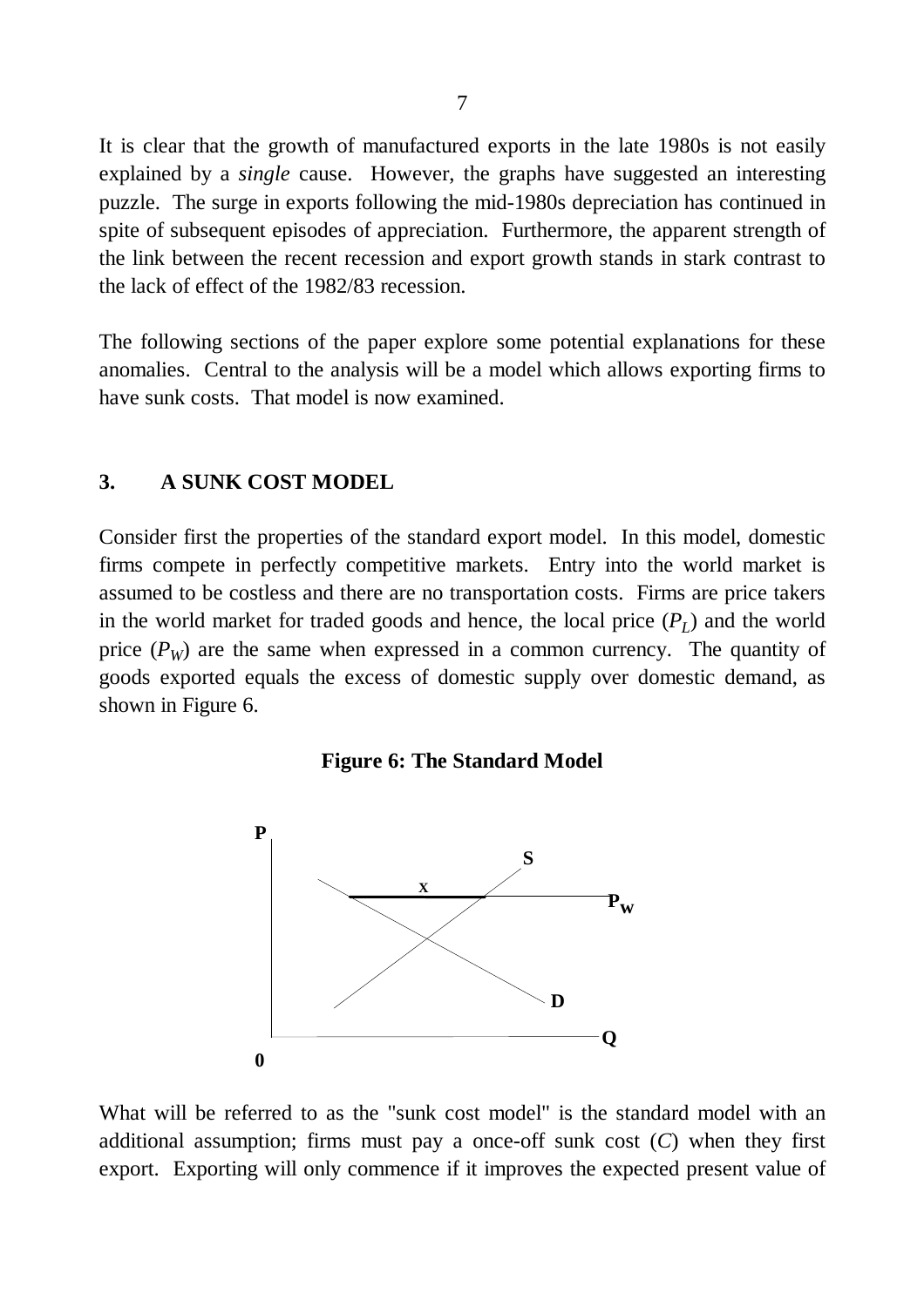It is clear that the growth of manufactured exports in the late 1980s is not easily explained by a *single* cause. However, the graphs have suggested an interesting puzzle. The surge in exports following the mid-1980s depreciation has continued in spite of subsequent episodes of appreciation. Furthermore, the apparent strength of the link between the recent recession and export growth stands in stark contrast to the lack of effect of the 1982/83 recession.

The following sections of the paper explore some potential explanations for these anomalies. Central to the analysis will be a model which allows exporting firms to have sunk costs. That model is now examined.

## 3. A SUNK COST MODEL

Consider first the properties of the standard export model. In this model, domestic firms compete in perfectly competitive markets. Entry into the world market is assumed to be costless and there are no transportation costs. Firms are price takers in the world market for traded goods and hence, the local price ($P_L$) and the world price ($P_W$) are the same when expressed in a common currency. The quantity of goods exported equals the excess of domestic supply over domestic demand, as shown in Figure 6.

**Figure 6: The Standard Model**

What will be referred to as the "sunk cost model" is the standard model with an additional assumption; firms must pay a once-off sunk cost ($C$) when they first export. Exporting will only commence if it improves the expected present value of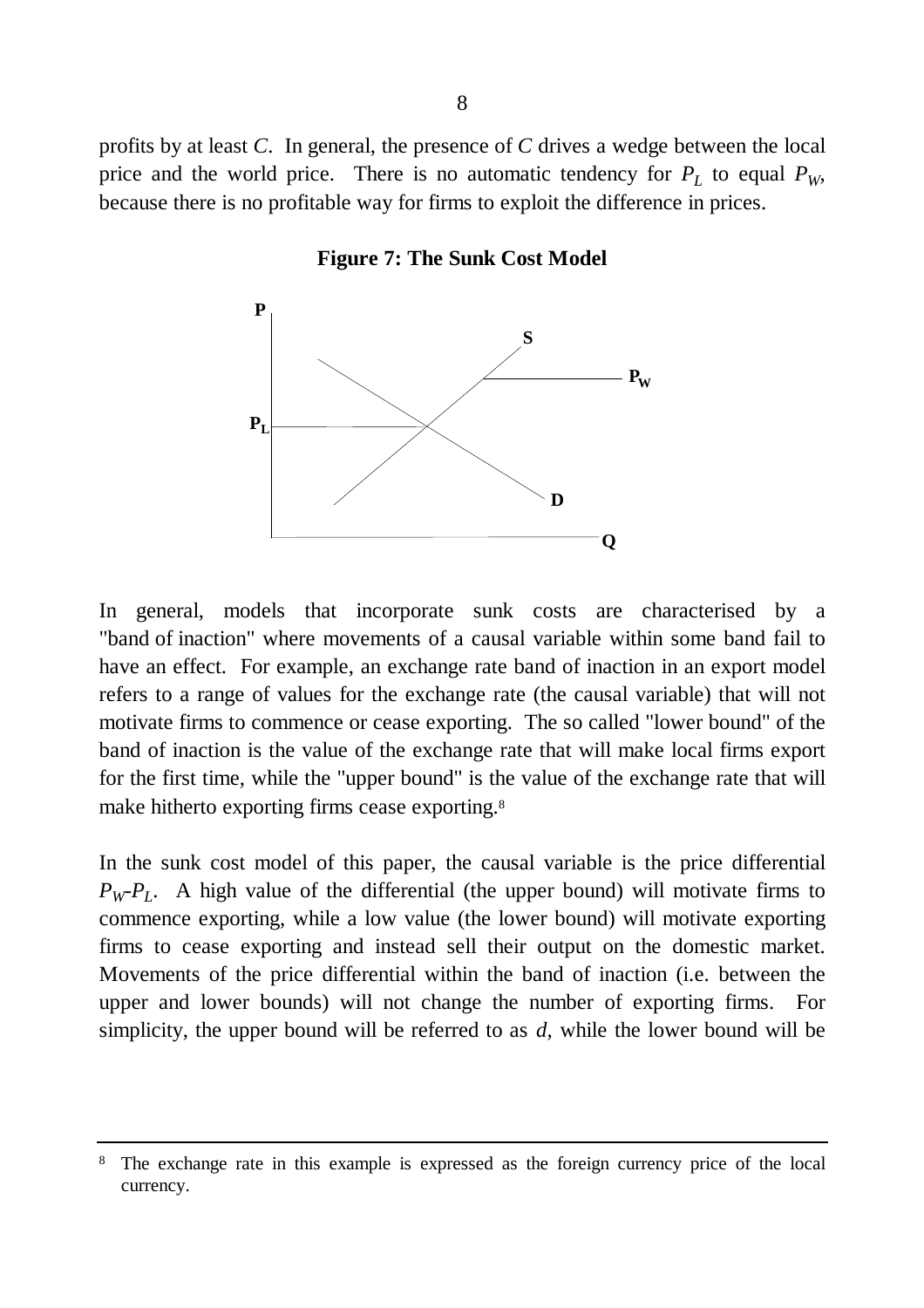profits by at least $C$. In general, the presence of $C$ drives a wedge between the local price and the world price. There is no automatic tendency for $P_L$ to equal $P_W$, because there is no profitable way for firms to exploit the difference in prices.

**Figure 7: The Sunk Cost Model**

In general, models that incorporate sunk costs are characterised by a "band of inaction" where movements of a causal variable within some band fail to have an effect. For example, an exchange rate band of inaction in an export model refers to a range of values for the exchange rate (the causal variable) that will not motivate firms to commence or cease exporting. The so called "lower bound" of the band of inaction is the value of the exchange rate that will make local firms export for the first time, while the "upper bound" is the value of the exchange rate that will make hitherto exporting firms cease exporting.[8]

In the sunk cost model of this paper, the causal variable is the price differential $P_W$-$P_L$. A high value of the differential (the upper bound) will motivate firms to commence exporting, while a low value (the lower bound) will motivate exporting firms to cease exporting and instead sell their output on the domestic market. Movements of the price differential within the band of inaction (i.e. between the upper and lower bounds) will not change the number of exporting firms. For simplicity, the upper bound will be referred to as $d$, while the lower bound will be

---

[8] The exchange rate in this example is expressed as the foreign currency price of the local currency.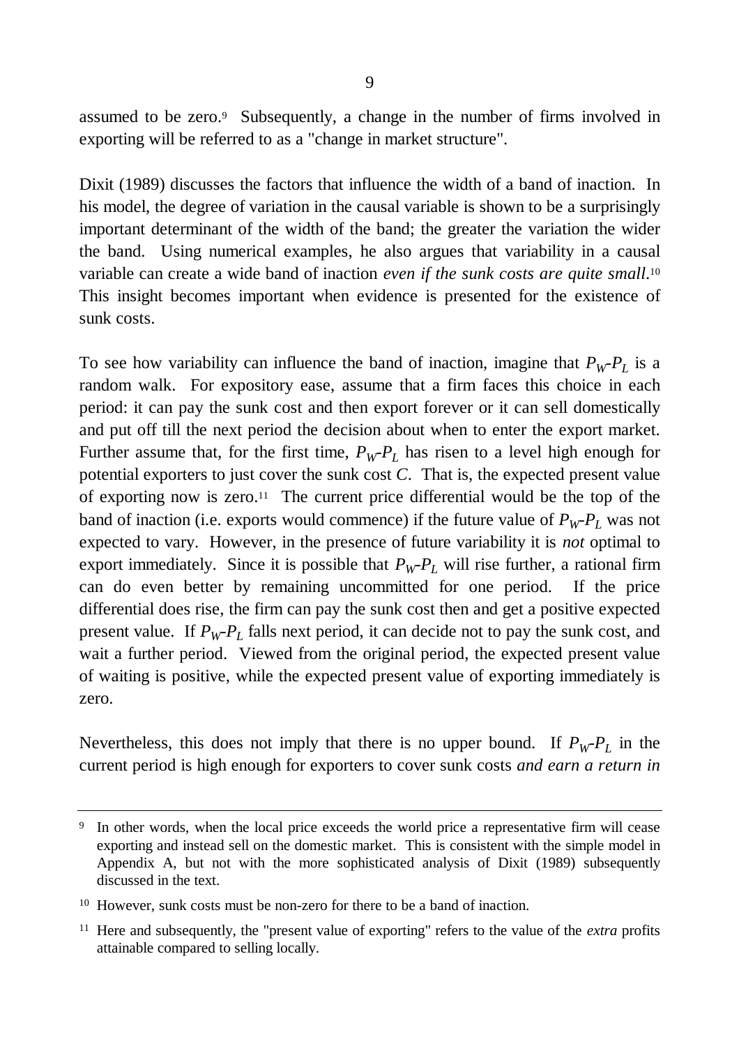assumed to be zero.[9] Subsequently, a change in the number of firms involved in exporting will be referred to as a "change in market structure".

Dixit (1989) discusses the factors that influence the width of a band of inaction. In his model, the degree of variation in the causal variable is shown to be a surprisingly important determinant of the width of the band; the greater the variation the wider the band. Using numerical examples, he also argues that variability in a causal variable can create a wide band of inaction *even if the sunk costs are quite small*.[10] This insight becomes important when evidence is presented for the existence of sunk costs.

To see how variability can influence the band of inaction, imagine that $P_W$-$P_L$ is a random walk. For expository ease, assume that a firm faces this choice in each period: it can pay the sunk cost and then export forever or it can sell domestically and put off till the next period the decision about when to enter the export market. Further assume that, for the first time, $P_W$-$P_L$ has risen to a level high enough for potential exporters to just cover the sunk cost $C$. That is, the expected present value of exporting now is zero.[11] The current price differential would be the top of the band of inaction (i.e. exports would commence) if the future value of $P_W$-$P_L$ was not expected to vary. However, in the presence of future variability it is *not* optimal to export immediately. Since it is possible that $P_W$-$P_L$ will rise further, a rational firm can do even better by remaining uncommitted for one period. If the price differential does rise, the firm can pay the sunk cost then and get a positive expected present value. If $P_W$-$P_L$ falls next period, it can decide not to pay the sunk cost, and wait a further period. Viewed from the original period, the expected present value of waiting is positive, while the expected present value of exporting immediately is zero.

Nevertheless, this does not imply that there is no upper bound. If $P_W$-$P_L$ in the current period is high enough for exporters to cover sunk costs *and earn a return in*

---

[9] In other words, when the local price exceeds the world price a representative firm will cease exporting and instead sell on the domestic market. This is consistent with the simple model in Appendix A, but not with the more sophisticated analysis of Dixit (1989) subsequently discussed in the text.

[10] However, sunk costs must be non-zero for there to be a band of inaction.

[11] Here and subsequently, the "present value of exporting" refers to the value of the *extra* profits attainable compared to selling locally.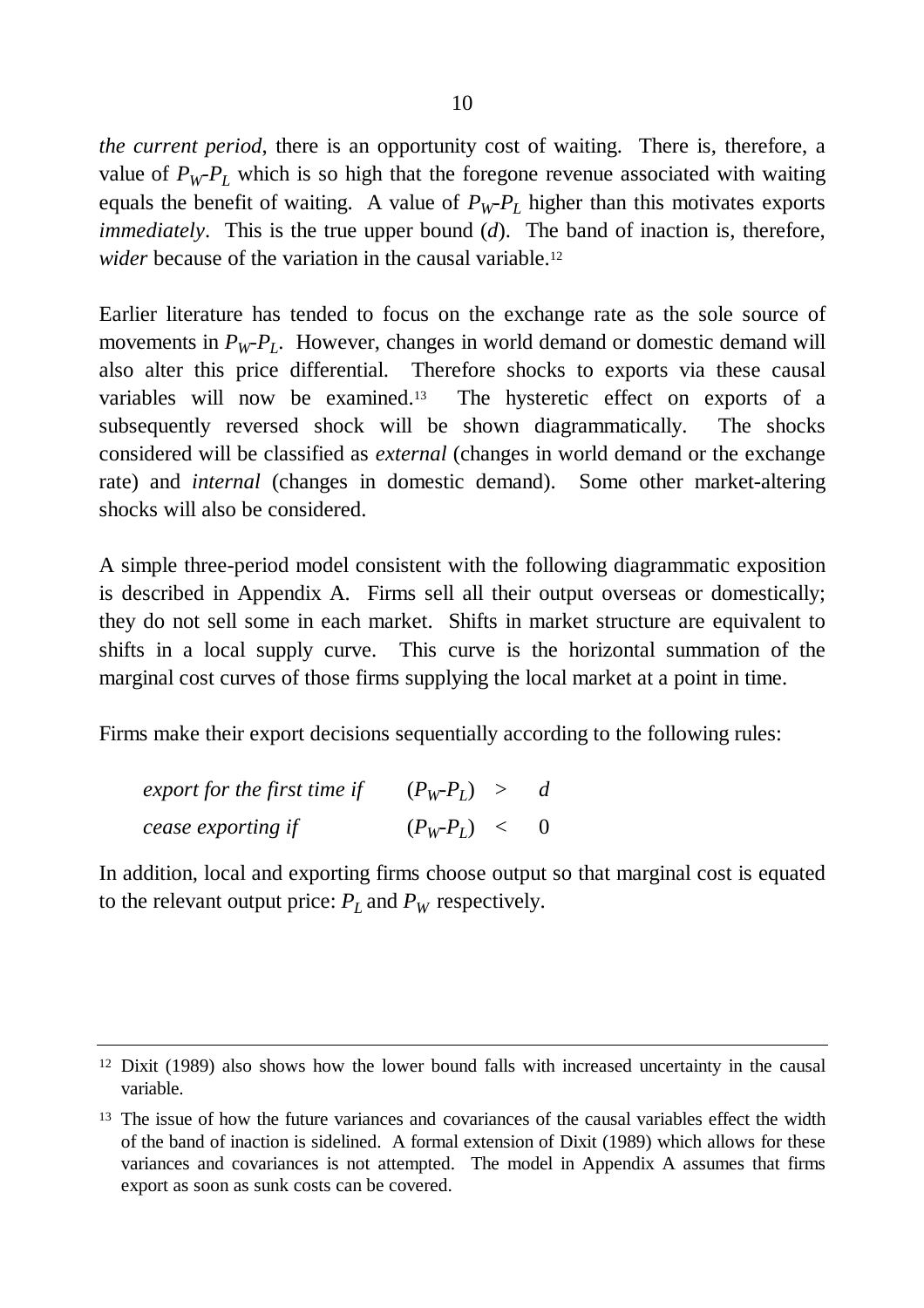*the current period*, there is an opportunity cost of waiting. There is, therefore, a value of $P_W$-$P_L$ which is so high that the foregone revenue associated with waiting equals the benefit of waiting. A value of $P_W$-$P_L$ higher than this motivates exports *immediately*. This is the true upper bound ($d$). The band of inaction is, therefore, *wider* because of the variation in the causal variable.[12]

Earlier literature has tended to focus on the exchange rate as the sole source of movements in $P_W$-$P_L$. However, changes in world demand or domestic demand will also alter this price differential. Therefore shocks to exports via these causal variables will now be examined.[13] The hysteretic effect on exports of a subsequently reversed shock will be shown diagrammatically. The shocks considered will be classified as *external* (changes in world demand or the exchange rate) and *internal* (changes in domestic demand). Some other market-altering shocks will also be considered.

A simple three-period model consistent with the following diagrammatic exposition is described in Appendix A. Firms sell all their output overseas or domestically; they do not sell some in each market. Shifts in market structure are equivalent to shifts in a local supply curve. This curve is the horizontal summation of the marginal cost curves of those firms supplying the local market at a point in time.

Firms make their export decisions sequentially according to the following rules:

*export for the first time if* $\quad (P_W\text{-}P_L) \; > \; d$

*cease exporting if* $\quad (P_W\text{-}P_L) \; < \; 0$

In addition, local and exporting firms choose output so that marginal cost is equated to the relevant output price: $P_L$ and $P_W$ respectively.

---

[12] Dixit (1989) also shows how the lower bound falls with increased uncertainty in the causal variable.

[13] The issue of how the future variances and covariances of the causal variables effect the width of the band of inaction is sidelined. A formal extension of Dixit (1989) which allows for these variances and covariances is not attempted. The model in Appendix A assumes that firms export as soon as sunk costs can be covered.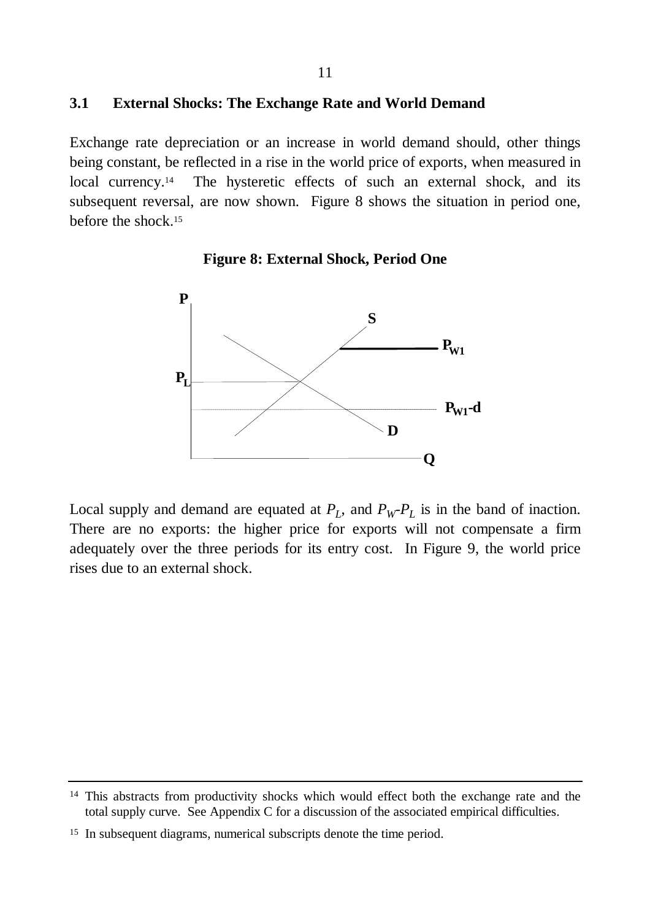### 3.1 External Shocks: The Exchange Rate and World Demand

Exchange rate depreciation or an increase in world demand should, other things being constant, be reflected in a rise in the world price of exports, when measured in local currency.[14] The hysteretic effects of such an external shock, and its subsequent reversal, are now shown. Figure 8 shows the situation in period one, before the shock.[15]

**Figure 8: External Shock, Period One**

Local supply and demand are equated at $P_L$, and $P_W$-$P_L$ is in the band of inaction. There are no exports: the higher price for exports will not compensate a firm adequately over the three periods for its entry cost. In Figure 9, the world price rises due to an external shock.

---

[14] This abstracts from productivity shocks which would effect both the exchange rate and the total supply curve. See Appendix C for a discussion of the associated empirical difficulties.

[15] In subsequent diagrams, numerical subscripts denote the time period.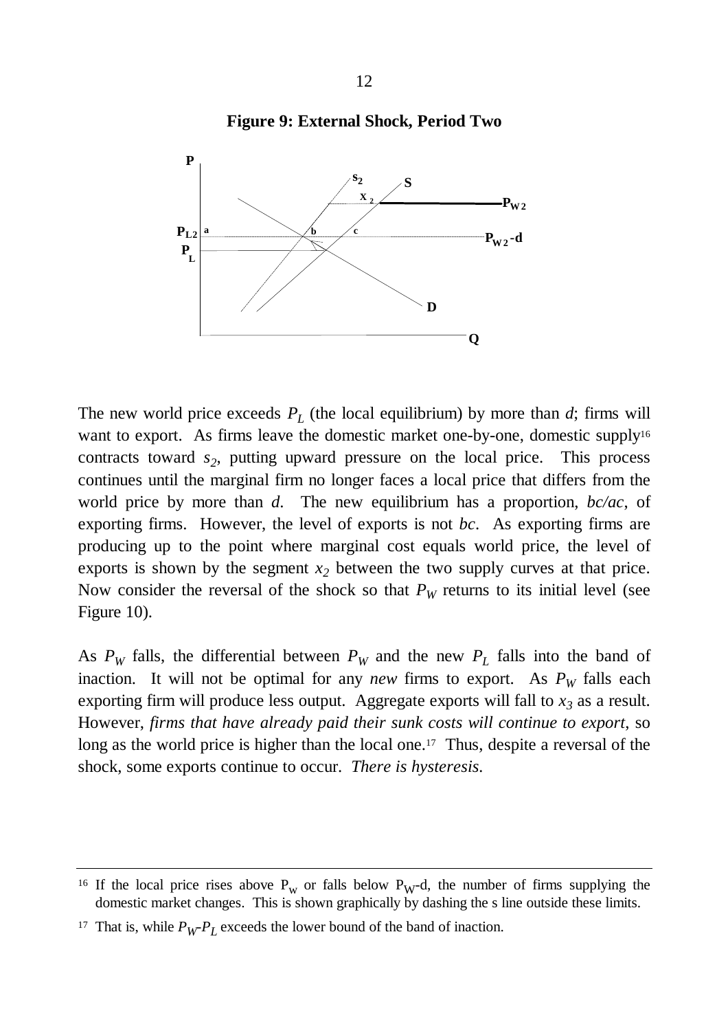**Figure 9: External Shock, Period Two**

The new world price exceeds $P_L$ (the local equilibrium) by more than $d$; firms will want to export. As firms leave the domestic market one-by-one, domestic supply[16] contracts toward $s_2$, putting upward pressure on the local price. This process continues until the marginal firm no longer faces a local price that differs from the world price by more than $d$. The new equilibrium has a proportion, $bc/ac$, of exporting firms. However, the level of exports is not $bc$. As exporting firms are producing up to the point where marginal cost equals world price, the level of exports is shown by the segment $x_2$ between the two supply curves at that price. Now consider the reversal of the shock so that $P_W$ returns to its initial level (see Figure 10).

As $P_W$ falls, the differential between $P_W$ and the new $P_L$ falls into the band of inaction. It will not be optimal for any *new* firms to export. As $P_W$ falls each exporting firm will produce less output. Aggregate exports will fall to $x_3$ as a result. However, *firms that have already paid their sunk costs will continue to export*, so long as the world price is higher than the local one.[17] Thus, despite a reversal of the shock, some exports continue to occur. *There is hysteresis.*

---

[16] If the local price rises above $P_W$ or falls below $P_W$-d, the number of firms supplying the domestic market changes. This is shown graphically by dashing the s line outside these limits.

[17] That is, while $P_W$-$P_L$ exceeds the lower bound of the band of inaction.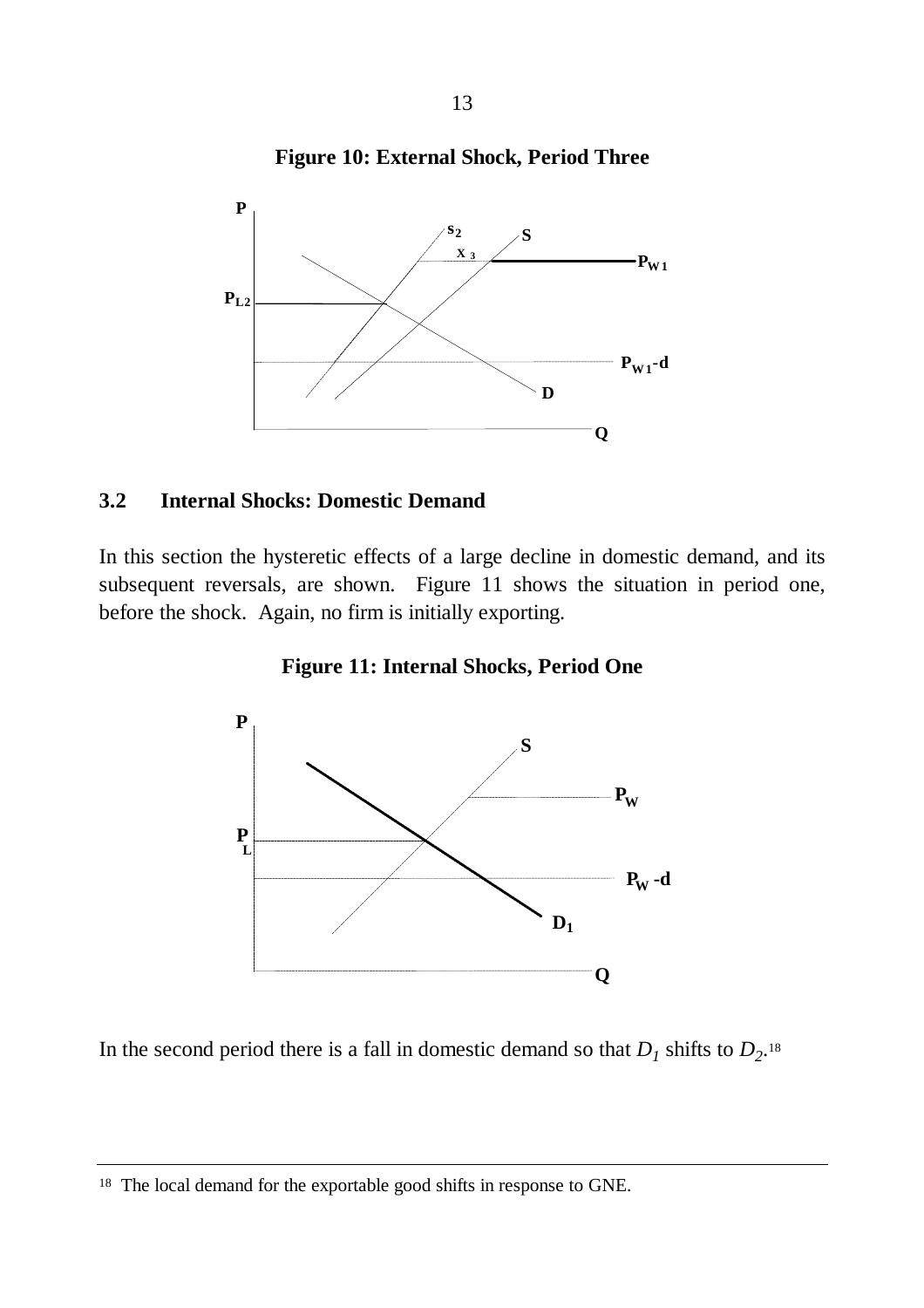**Figure 10: External Shock, Period Three**

## 3.2 Internal Shocks: Domestic Demand

In this section the hysteretic effects of a large decline in domestic demand, and its subsequent reversals, are shown. Figure 11 shows the situation in period one, before the shock. Again, no firm is initially exporting.

**Figure 11: Internal Shocks, Period One**

In the second period there is a fall in domestic demand so that $D_1$ shifts to $D_2$.[18]

---

[18] The local demand for the exportable good shifts in response to GNE.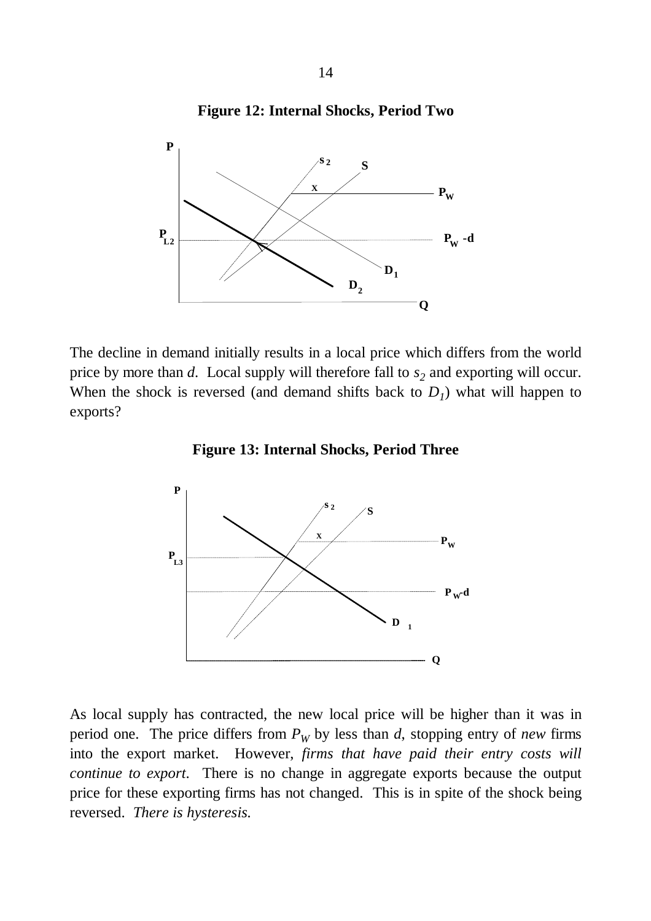**Figure 12: Internal Shocks, Period Two**

The decline in demand initially results in a local price which differs from the world price by more than $d$. Local supply will therefore fall to $s_2$ and exporting will occur. When the shock is reversed (and demand shifts back to $D_1$) what will happen to exports?

**Figure 13: Internal Shocks, Period Three**

As local supply has contracted, the new local price will be higher than it was in period one. The price differs from $P_W$ by less than $d$, stopping entry of *new* firms into the export market. However, *firms that have paid their entry costs will continue to export*. There is no change in aggregate exports because the output price for these exporting firms has not changed. This is in spite of the shock being reversed. *There is hysteresis.*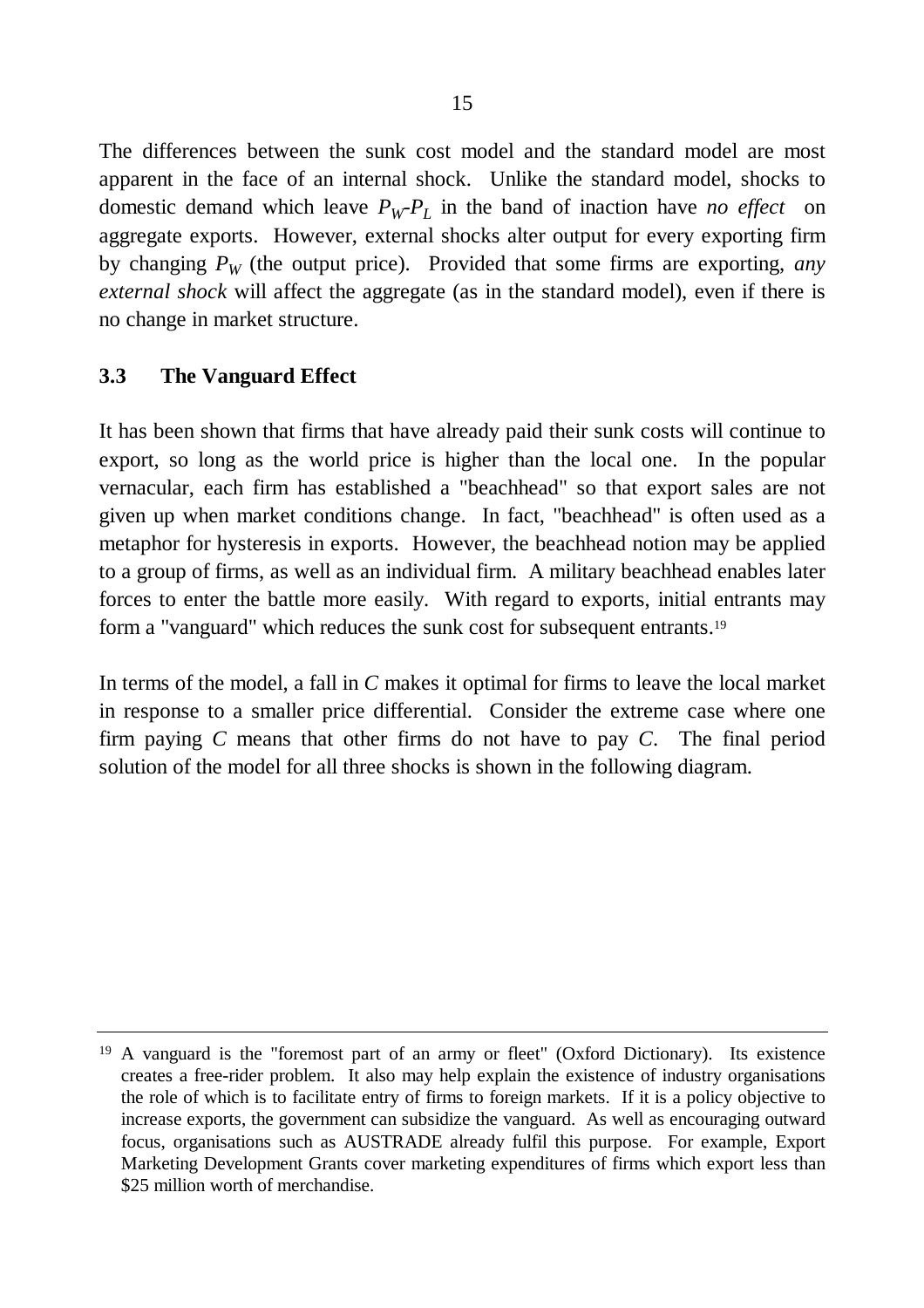The differences between the sunk cost model and the standard model are most apparent in the face of an internal shock. Unlike the standard model, shocks to domestic demand which leave $P_W$-$P_L$ in the band of inaction have *no effect* on aggregate exports. However, external shocks alter output for every exporting firm by changing $P_W$ (the output price). Provided that some firms are exporting, *any external shock* will affect the aggregate (as in the standard model), even if there is no change in market structure.

### 3.3 The Vanguard Effect

It has been shown that firms that have already paid their sunk costs will continue to export, so long as the world price is higher than the local one. In the popular vernacular, each firm has established a "beachhead" so that export sales are not given up when market conditions change. In fact, "beachhead" is often used as a metaphor for hysteresis in exports. However, the beachhead notion may be applied to a group of firms, as well as an individual firm. A military beachhead enables later forces to enter the battle more easily. With regard to exports, initial entrants may form a "vanguard" which reduces the sunk cost for subsequent entrants.[19]

In terms of the model, a fall in *C* makes it optimal for firms to leave the local market in response to a smaller price differential. Consider the extreme case where one firm paying *C* means that other firms do not have to pay *C*. The final period solution of the model for all three shocks is shown in the following diagram.

---

[19] A vanguard is the "foremost part of an army or fleet" (Oxford Dictionary). Its existence creates a free-rider problem. It also may help explain the existence of industry organisations the role of which is to facilitate entry of firms to foreign markets. If it is a policy objective to increase exports, the government can subsidize the vanguard. As well as encouraging outward focus, organisations such as AUSTRADE already fulfil this purpose. For example, Export Marketing Development Grants cover marketing expenditures of firms which export less than $25 million worth of merchandise.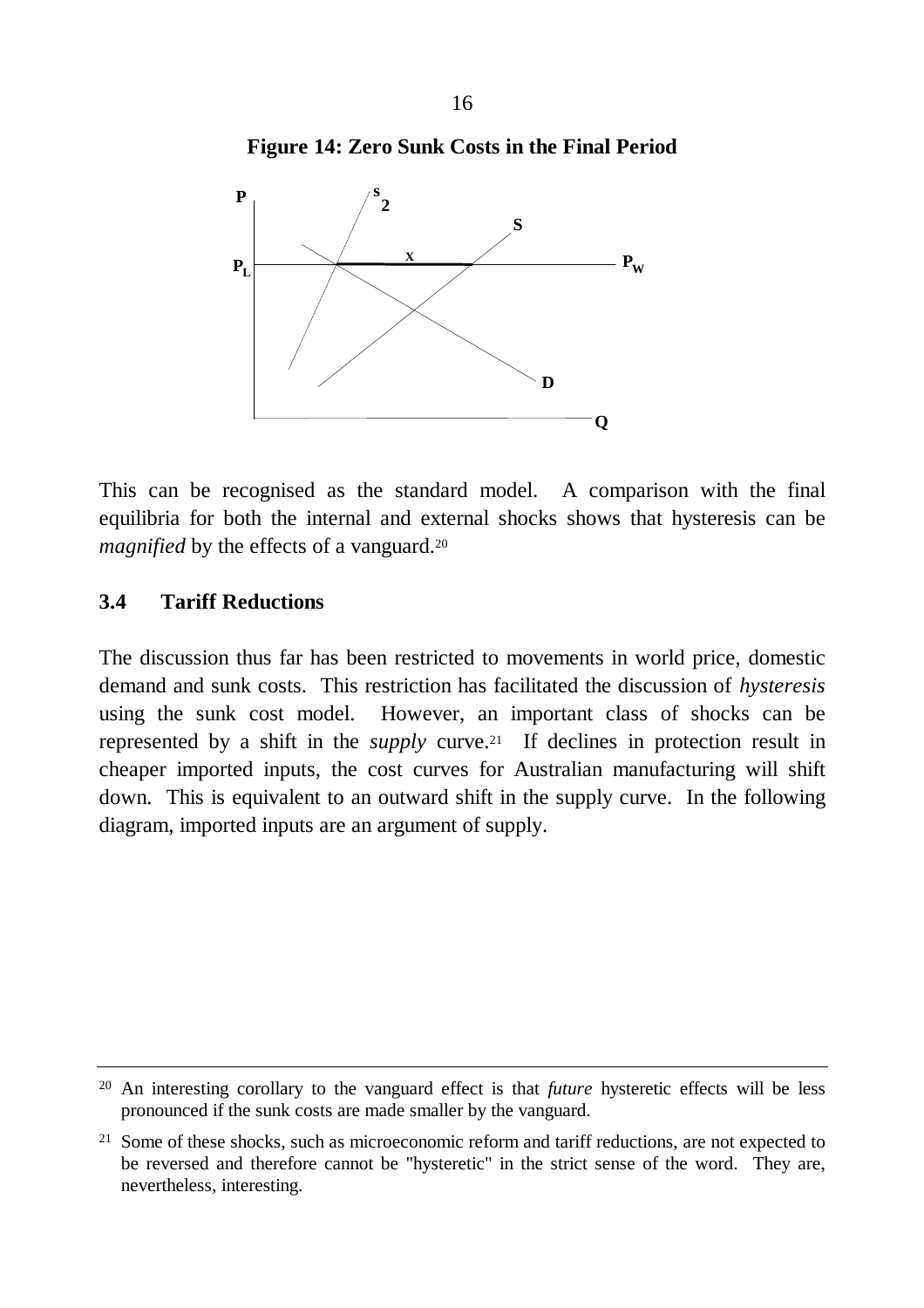**Figure 14: Zero Sunk Costs in the Final Period**

This can be recognised as the standard model. A comparison with the final equilibria for both the internal and external shocks shows that hysteresis can be *magnified* by the effects of a vanguard.[20]

### 3.4 Tariff Reductions

The discussion thus far has been restricted to movements in world price, domestic demand and sunk costs. This restriction has facilitated the discussion of *hysteresis* using the sunk cost model. However, an important class of shocks can be represented by a shift in the *supply* curve.[21] If declines in protection result in cheaper imported inputs, the cost curves for Australian manufacturing will shift down. This is equivalent to an outward shift in the supply curve. In the following diagram, imported inputs are an argument of supply.

---

[20] An interesting corollary to the vanguard effect is that *future* hysteretic effects will be less pronounced if the sunk costs are made smaller by the vanguard.

[21] Some of these shocks, such as microeconomic reform and tariff reductions, are not expected to be reversed and therefore cannot be "hysteretic" in the strict sense of the word. They are, nevertheless, interesting.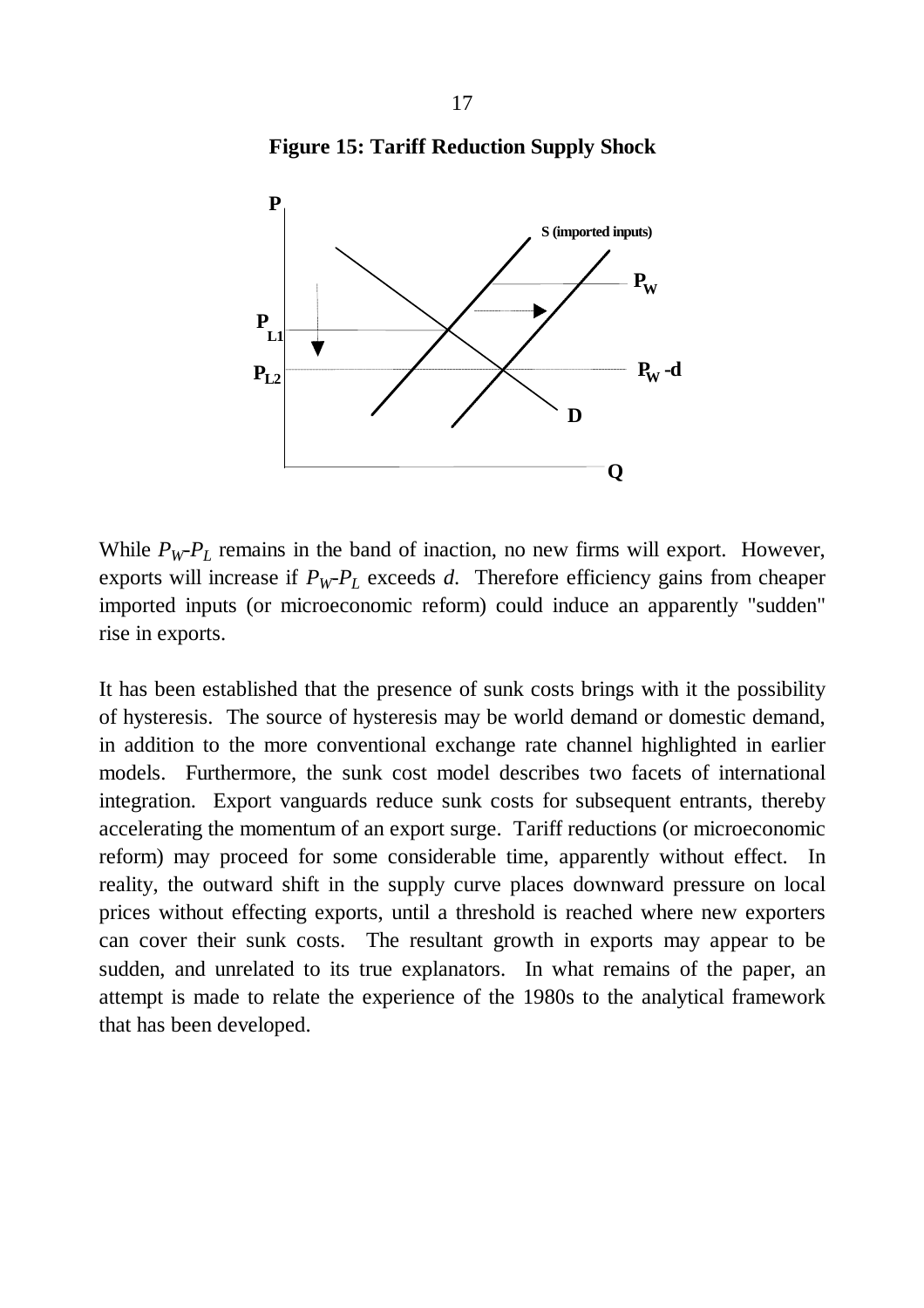**Figure 15: Tariff Reduction Supply Shock**

While $P_W$-$P_L$ remains in the band of inaction, no new firms will export. However, exports will increase if $P_W$-$P_L$ exceeds $d$. Therefore efficiency gains from cheaper imported inputs (or microeconomic reform) could induce an apparently "sudden" rise in exports.

It has been established that the presence of sunk costs brings with it the possibility of hysteresis. The source of hysteresis may be world demand or domestic demand, in addition to the more conventional exchange rate channel highlighted in earlier models. Furthermore, the sunk cost model describes two facets of international integration. Export vanguards reduce sunk costs for subsequent entrants, thereby accelerating the momentum of an export surge. Tariff reductions (or microeconomic reform) may proceed for some considerable time, apparently without effect. In reality, the outward shift in the supply curve places downward pressure on local prices without effecting exports, until a threshold is reached where new exporters can cover their sunk costs. The resultant growth in exports may appear to be sudden, and unrelated to its true explanators. In what remains of the paper, an attempt is made to relate the experience of the 1980s to the analytical framework that has been developed.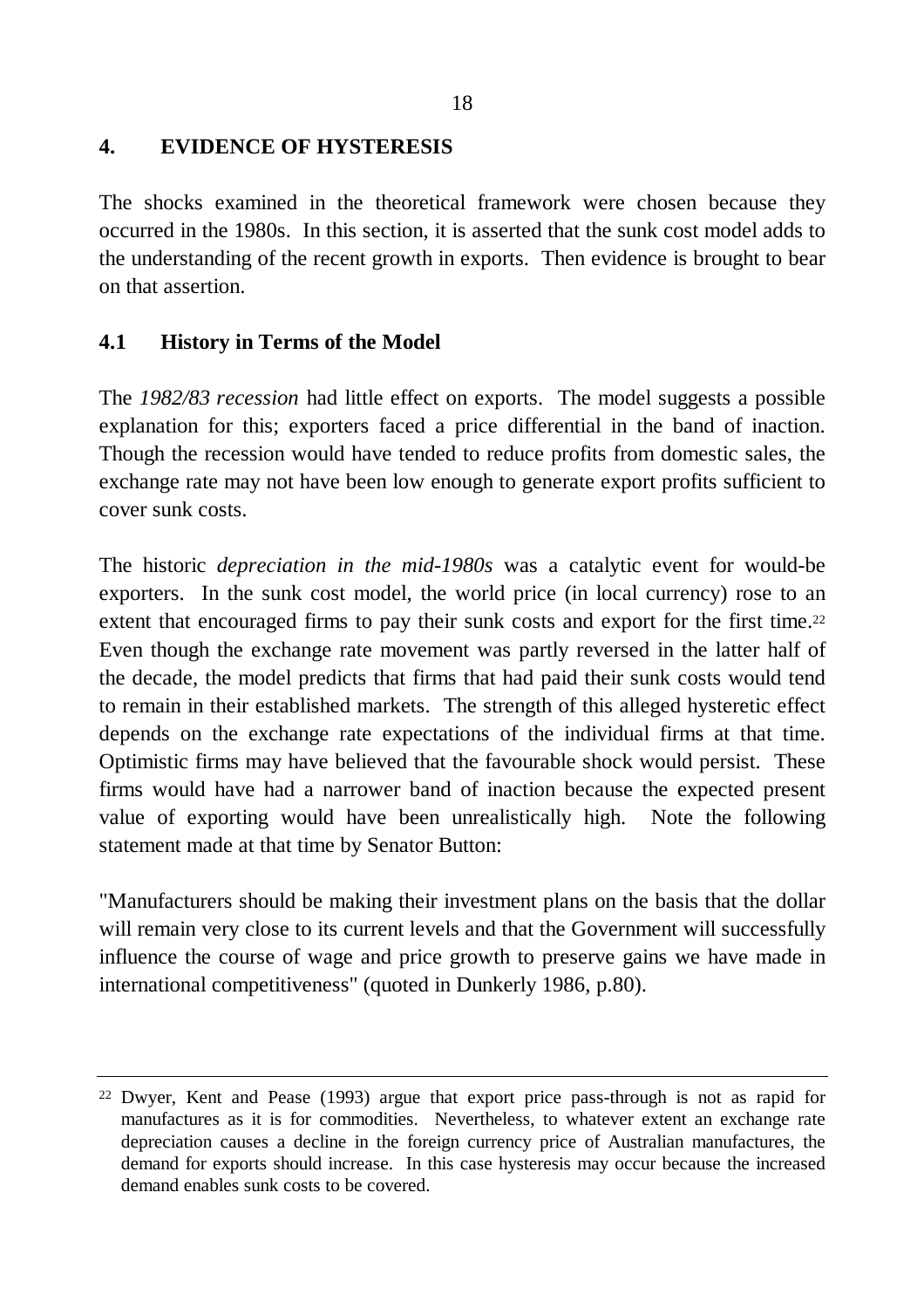## 4. EVIDENCE OF HYSTERESIS

The shocks examined in the theoretical framework were chosen because they occurred in the 1980s. In this section, it is asserted that the sunk cost model adds to the understanding of the recent growth in exports. Then evidence is brought to bear on that assertion.

### 4.1 History in Terms of the Model

The *1982/83 recession* had little effect on exports. The model suggests a possible explanation for this; exporters faced a price differential in the band of inaction. Though the recession would have tended to reduce profits from domestic sales, the exchange rate may not have been low enough to generate export profits sufficient to cover sunk costs.

The historic *depreciation in the mid-1980s* was a catalytic event for would-be exporters. In the sunk cost model, the world price (in local currency) rose to an extent that encouraged firms to pay their sunk costs and export for the first time.[22] Even though the exchange rate movement was partly reversed in the latter half of the decade, the model predicts that firms that had paid their sunk costs would tend to remain in their established markets. The strength of this alleged hysteretic effect depends on the exchange rate expectations of the individual firms at that time. Optimistic firms may have believed that the favourable shock would persist. These firms would have had a narrower band of inaction because the expected present value of exporting would have been unrealistically high. Note the following statement made at that time by Senator Button:

"Manufacturers should be making their investment plans on the basis that the dollar will remain very close to its current levels and that the Government will successfully influence the course of wage and price growth to preserve gains we have made in international competitiveness" (quoted in Dunkerly 1986, p.80).

---

[22] Dwyer, Kent and Pease (1993) argue that export price pass-through is not as rapid for manufactures as it is for commodities. Nevertheless, to whatever extent an exchange rate depreciation causes a decline in the foreign currency price of Australian manufactures, the demand for exports should increase. In this case hysteresis may occur because the increased demand enables sunk costs to be covered.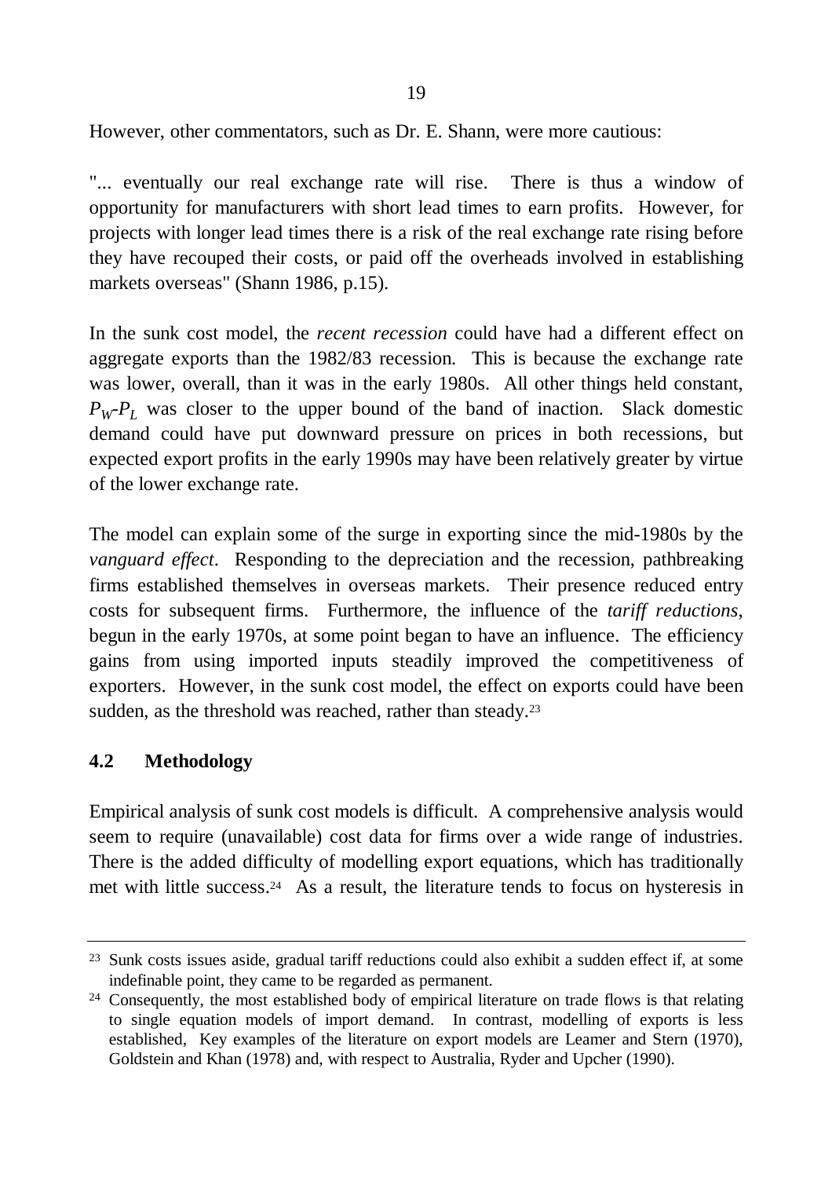However, other commentators, such as Dr. E. Shann, were more cautious:

"... eventually our real exchange rate will rise. There is thus a window of opportunity for manufacturers with short lead times to earn profits. However, for projects with longer lead times there is a risk of the real exchange rate rising before they have recouped their costs, or paid off the overheads involved in establishing markets overseas" (Shann 1986, p.15).

In the sunk cost model, the *recent recession* could have had a different effect on aggregate exports than the 1982/83 recession. This is because the exchange rate was lower, overall, than it was in the early 1980s. All other things held constant, $P_W$-$P_L$ was closer to the upper bound of the band of inaction. Slack domestic demand could have put downward pressure on prices in both recessions, but expected export profits in the early 1990s may have been relatively greater by virtue of the lower exchange rate.

The model can explain some of the surge in exporting since the mid-1980s by the *vanguard effect*. Responding to the depreciation and the recession, pathbreaking firms established themselves in overseas markets. Their presence reduced entry costs for subsequent firms. Furthermore, the influence of the *tariff reductions*, begun in the early 1970s, at some point began to have an influence. The efficiency gains from using imported inputs steadily improved the competitiveness of exporters. However, in the sunk cost model, the effect on exports could have been sudden, as the threshold was reached, rather than steady.[23]

## 4.2 Methodology

Empirical analysis of sunk cost models is difficult. A comprehensive analysis would seem to require (unavailable) cost data for firms over a wide range of industries. There is the added difficulty of modelling export equations, which has traditionally met with little success.[24] As a result, the literature tends to focus on hysteresis in

---

[23] Sunk costs issues aside, gradual tariff reductions could also exhibit a sudden effect if, at some indefinable point, they came to be regarded as permanent.

[24] Consequently, the most established body of empirical literature on trade flows is that relating to single equation models of import demand. In contrast, modelling of exports is less established, Key examples of the literature on export models are Leamer and Stern (1970), Goldstein and Khan (1978) and, with respect to Australia, Ryder and Upcher (1990).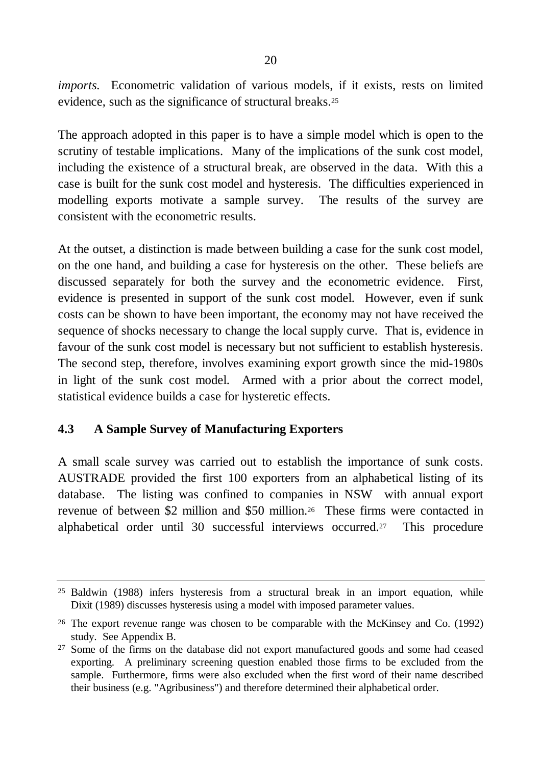*imports.* Econometric validation of various models, if it exists, rests on limited evidence, such as the significance of structural breaks.[25]

The approach adopted in this paper is to have a simple model which is open to the scrutiny of testable implications. Many of the implications of the sunk cost model, including the existence of a structural break, are observed in the data. With this a case is built for the sunk cost model and hysteresis. The difficulties experienced in modelling exports motivate a sample survey. The results of the survey are consistent with the econometric results.

At the outset, a distinction is made between building a case for the sunk cost model, on the one hand, and building a case for hysteresis on the other. These beliefs are discussed separately for both the survey and the econometric evidence. First, evidence is presented in support of the sunk cost model. However, even if sunk costs can be shown to have been important, the economy may not have received the sequence of shocks necessary to change the local supply curve. That is, evidence in favour of the sunk cost model is necessary but not sufficient to establish hysteresis. The second step, therefore, involves examining export growth since the mid-1980s in light of the sunk cost model. Armed with a prior about the correct model, statistical evidence builds a case for hysteretic effects.

### 4.3 A Sample Survey of Manufacturing Exporters

A small scale survey was carried out to establish the importance of sunk costs. AUSTRADE provided the first 100 exporters from an alphabetical listing of its database. The listing was confined to companies in NSW with annual export revenue of between \$2 million and \$50 million.[26] These firms were contacted in alphabetical order until 30 successful interviews occurred.[27] This procedure

---

[25] Baldwin (1988) infers hysteresis from a structural break in an import equation, while Dixit (1989) discusses hysteresis using a model with imposed parameter values.

[26] The export revenue range was chosen to be comparable with the McKinsey and Co. (1992) study. See Appendix B.

[27] Some of the firms on the database did not export manufactured goods and some had ceased exporting. A preliminary screening question enabled those firms to be excluded from the sample. Furthermore, firms were also excluded when the first word of their name described their business (e.g. "Agribusiness") and therefore determined their alphabetical order.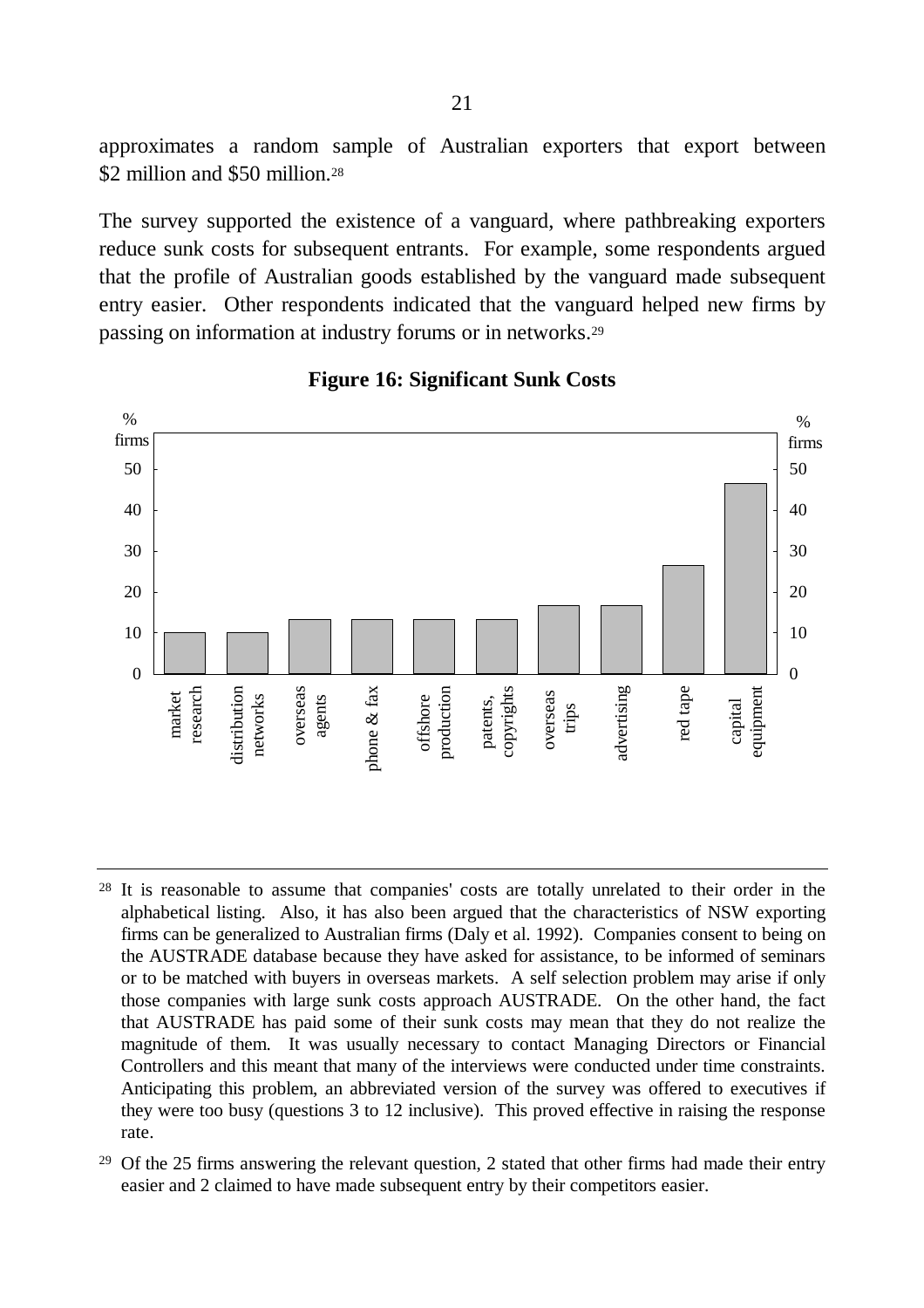approximates a random sample of Australian exporters that export between \$2 million and \$50 million.[28]

The survey supported the existence of a vanguard, where pathbreaking exporters reduce sunk costs for subsequent entrants. For example, some respondents argued that the profile of Australian goods established by the vanguard made subsequent entry easier. Other respondents indicated that the vanguard helped new firms by passing on information at industry forums or in networks.[29]

**Figure 16: Significant Sunk Costs**

| Sunk cost | % firms |
|---|---|
| market research | 10 |
| distribution networks | 10 |
| overseas agents | 13 |
| phone & fax | 13 |
| offshore production | 13 |
| patents, copyrights | 13 |
| overseas trips | 17 |
| advertising | 17 |
| red tape | 26 |
| capital equipment | 46 |

---

[28] It is reasonable to assume that companies' costs are totally unrelated to their order in the alphabetical listing. Also, it has also been argued that the characteristics of NSW exporting firms can be generalized to Australian firms (Daly et al. 1992). Companies consent to being on the AUSTRADE database because they have asked for assistance, to be informed of seminars or to be matched with buyers in overseas markets. A self selection problem may arise if only those companies with large sunk costs approach AUSTRADE. On the other hand, the fact that AUSTRADE has paid some of their sunk costs may mean that they do not realize the magnitude of them. It was usually necessary to contact Managing Directors or Financial Controllers and this meant that many of the interviews were conducted under time constraints. Anticipating this problem, an abbreviated version of the survey was offered to executives if they were too busy (questions 3 to 12 inclusive). This proved effective in raising the response rate.

[29] Of the 25 firms answering the relevant question, 2 stated that other firms had made their entry easier and 2 claimed to have made subsequent entry by their competitors easier.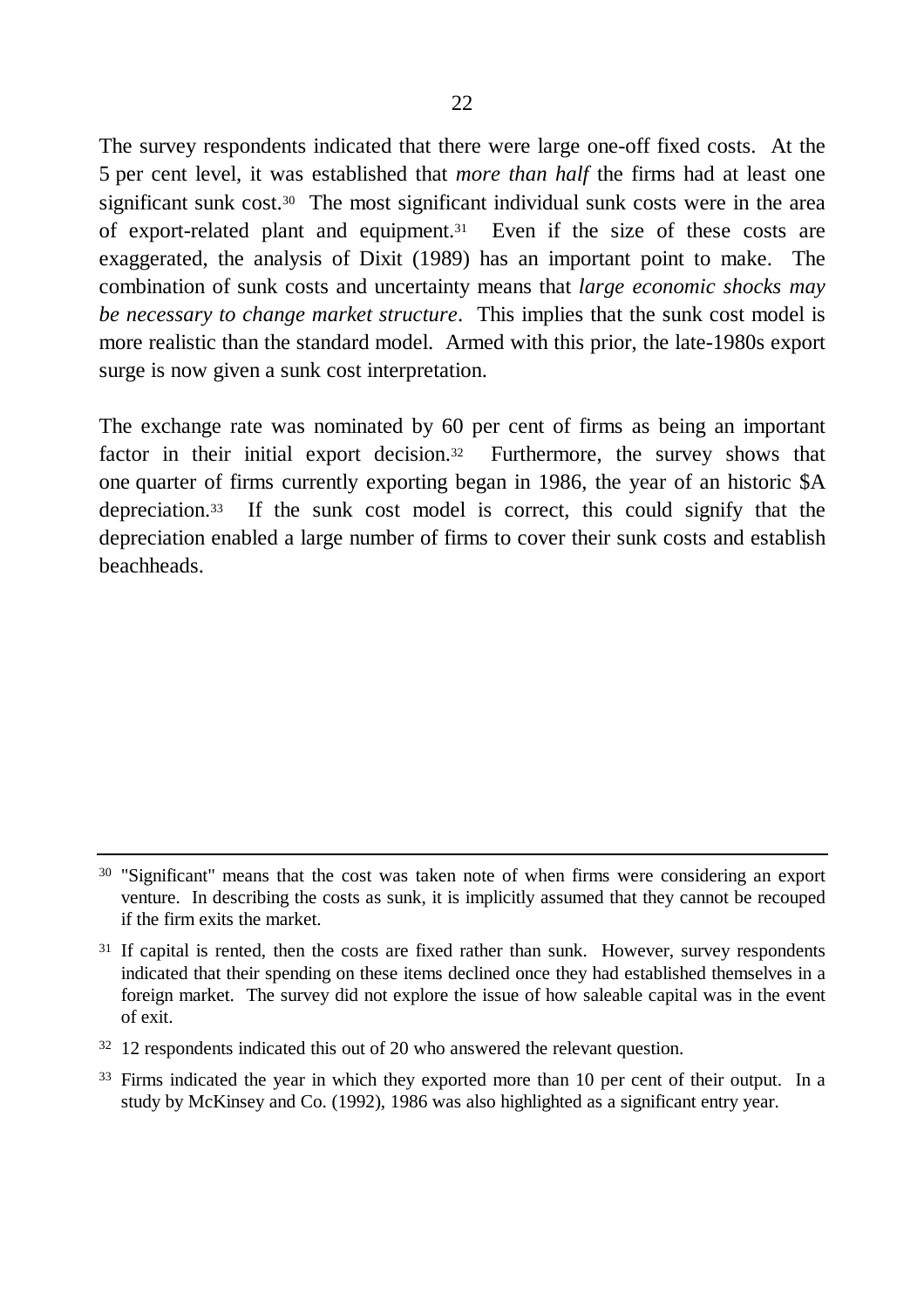The survey respondents indicated that there were large one-off fixed costs. At the 5 per cent level, it was established that *more than half* the firms had at least one significant sunk cost.[30] The most significant individual sunk costs were in the area of export-related plant and equipment.[31] Even if the size of these costs are exaggerated, the analysis of Dixit (1989) has an important point to make. The combination of sunk costs and uncertainty means that *large economic shocks may be necessary to change market structure*. This implies that the sunk cost model is more realistic than the standard model. Armed with this prior, the late-1980s export surge is now given a sunk cost interpretation.

The exchange rate was nominated by 60 per cent of firms as being an important factor in their initial export decision.[32] Furthermore, the survey shows that one quarter of firms currently exporting began in 1986, the year of an historic $A depreciation.[33] If the sunk cost model is correct, this could signify that the depreciation enabled a large number of firms to cover their sunk costs and establish beachheads.

---

[30] "Significant" means that the cost was taken note of when firms were considering an export venture. In describing the costs as sunk, it is implicitly assumed that they cannot be recouped if the firm exits the market.

[31] If capital is rented, then the costs are fixed rather than sunk. However, survey respondents indicated that their spending on these items declined once they had established themselves in a foreign market. The survey did not explore the issue of how saleable capital was in the event of exit.

[32] 12 respondents indicated this out of 20 who answered the relevant question.

[33] Firms indicated the year in which they exported more than 10 per cent of their output. In a study by McKinsey and Co. (1992), 1986 was also highlighted as a significant entry year.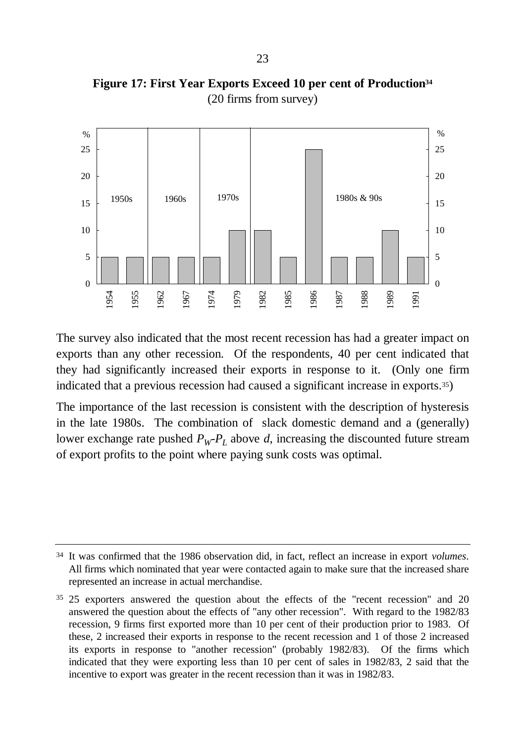**Figure 17: First Year Exports Exceed 10 per cent of Production[34]**
(20 firms from survey)

| Year | % |
|---|---|
| 1954 | 5 |
| 1955 | 5 |
| 1962 | 5 |
| 1967 | 5 |
| 1974 | 5 |
| 1979 | 10 |
| 1982 | 10 |
| 1985 | 5 |
| 1986 | 25 |
| 1987 | 5 |
| 1988 | 5 |
| 1989 | 10 |
| 1991 | 5 |

The survey also indicated that the most recent recession has had a greater impact on exports than any other recession. Of the respondents, 40 per cent indicated that they had significantly increased their exports in response to it. (Only one firm indicated that a previous recession had caused a significant increase in exports.[35])

The importance of the last recession is consistent with the description of hysteresis in the late 1980s. The combination of slack domestic demand and a (generally) lower exchange rate pushed $P_W$-$P_L$ above $d$, increasing the discounted future stream of export profits to the point where paying sunk costs was optimal.

---

[34] It was confirmed that the 1986 observation did, in fact, reflect an increase in export *volumes*. All firms which nominated that year were contacted again to make sure that the increased share represented an increase in actual merchandise.

[35] 25 exporters answered the question about the effects of the "recent recession" and 20 answered the question about the effects of "any other recession". With regard to the 1982/83 recession, 9 firms first exported more than 10 per cent of their production prior to 1983. Of these, 2 increased their exports in response to the recent recession and 1 of those 2 increased its exports in response to "another recession" (probably 1982/83). Of the firms which indicated that they were exporting less than 10 per cent of sales in 1982/83, 2 said that the incentive to export was greater in the recent recession than it was in 1982/83.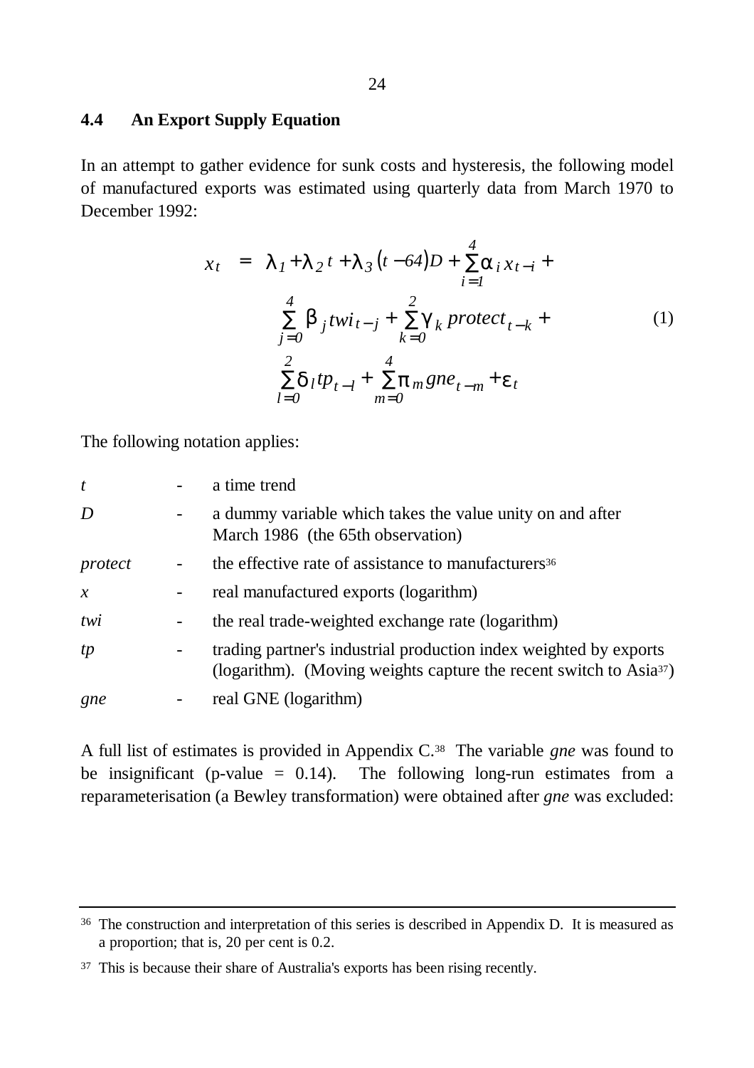### 4.4 An Export Supply Equation

In an attempt to gather evidence for sunk costs and hysteresis, the following model of manufactured exports was estimated using quarterly data from March 1970 to December 1992:

$$
\begin{aligned}
x_t = \; & \lambda_1 + \lambda_2 t + \lambda_3 (t - 64) D + \sum_{i=1}^{4} \alpha_i x_{t-i} + \\
& \sum_{j=0}^{4} \beta_j twi_{t-j} + \sum_{k=0}^{2} \gamma_k \, protect_{t-k} + \\
& \sum_{l=0}^{2} \delta_l tp_{t-l} + \sum_{m=0}^{4} \pi_m gne_{t-m} + \varepsilon_t
\end{aligned} \tag{1}
$$

The following notation applies:

| | | |
|---|---|---|
| $t$ | - | a time trend |
| $D$ | - | a dummy variable which takes the value unity on and after March 1986 (the 65th observation) |
| *protect* | - | the effective rate of assistance to manufacturers[36] |
| $x$ | - | real manufactured exports (logarithm) |
| *twi* | - | the real trade-weighted exchange rate (logarithm) |
| *tp* | - | trading partner's industrial production index weighted by exports (logarithm). (Moving weights capture the recent switch to Asia[37]) |
| *gne* | - | real GNE (logarithm) |

A full list of estimates is provided in Appendix C.[38] The variable *gne* was found to be insignificant (p-value = 0.14). The following long-run estimates from a reparameterisation (a Bewley transformation) were obtained after *gne* was excluded:

---

[36] The construction and interpretation of this series is described in Appendix D. It is measured as a proportion; that is, 20 per cent is 0.2.

[37] This is because their share of Australia's exports has been rising recently.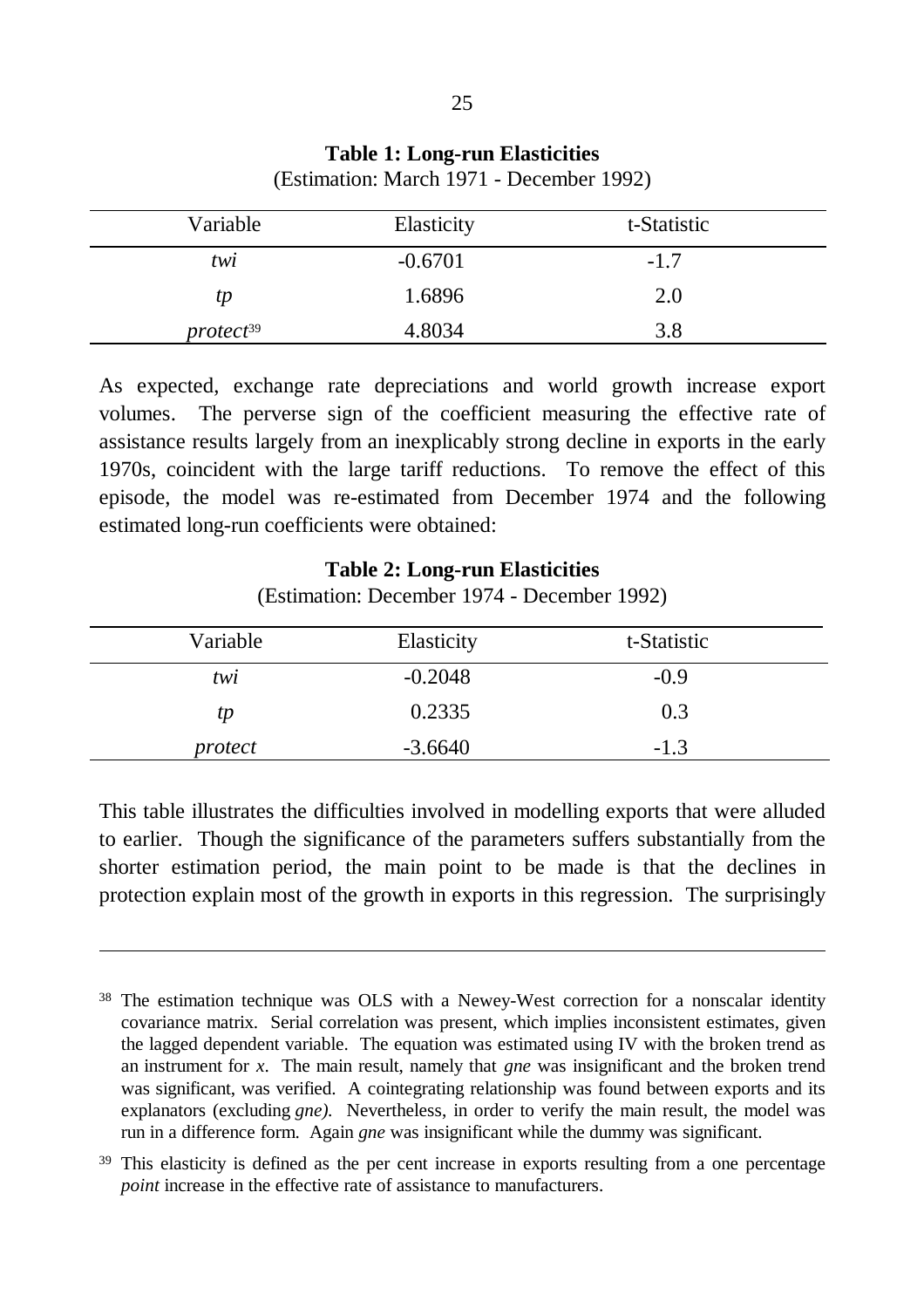**Table 1: Long-run Elasticities**
(Estimation: March 1971 - December 1992)

| Variable | Elasticity | t-Statistic |
|---|---|---|
| *twi* | -0.6701 | -1.7 |
| *tp* | 1.6896 | 2.0 |
| *protect*[39] | 4.8034 | 3.8 |

As expected, exchange rate depreciations and world growth increase export volumes. The perverse sign of the coefficient measuring the effective rate of assistance results largely from an inexplicably strong decline in exports in the early 1970s, coincident with the large tariff reductions. To remove the effect of this episode, the model was re-estimated from December 1974 and the following estimated long-run coefficients were obtained:

**Table 2: Long-run Elasticities**
(Estimation: December 1974 - December 1992)

| Variable | Elasticity | t-Statistic |
|---|---|---|
| *twi* | -0.2048 | -0.9 |
| *tp* | 0.2335 | 0.3 |
| *protect* | -3.6640 | -1.3 |

This table illustrates the difficulties involved in modelling exports that were alluded to earlier. Though the significance of the parameters suffers substantially from the shorter estimation period, the main point to be made is that the declines in protection explain most of the growth in exports in this regression. The surprisingly

---

[38] The estimation technique was OLS with a Newey-West correction for a nonscalar identity covariance matrix. Serial correlation was present, which implies inconsistent estimates, given the lagged dependent variable. The equation was estimated using IV with the broken trend as an instrument for *x*. The main result, namely that *gne* was insignificant and the broken trend was significant, was verified. A cointegrating relationship was found between exports and its explanators (excluding *gne).* Nevertheless, in order to verify the main result, the model was run in a difference form. Again *gne* was insignificant while the dummy was significant.

[39] This elasticity is defined as the per cent increase in exports resulting from a one percentage *point* increase in the effective rate of assistance to manufacturers.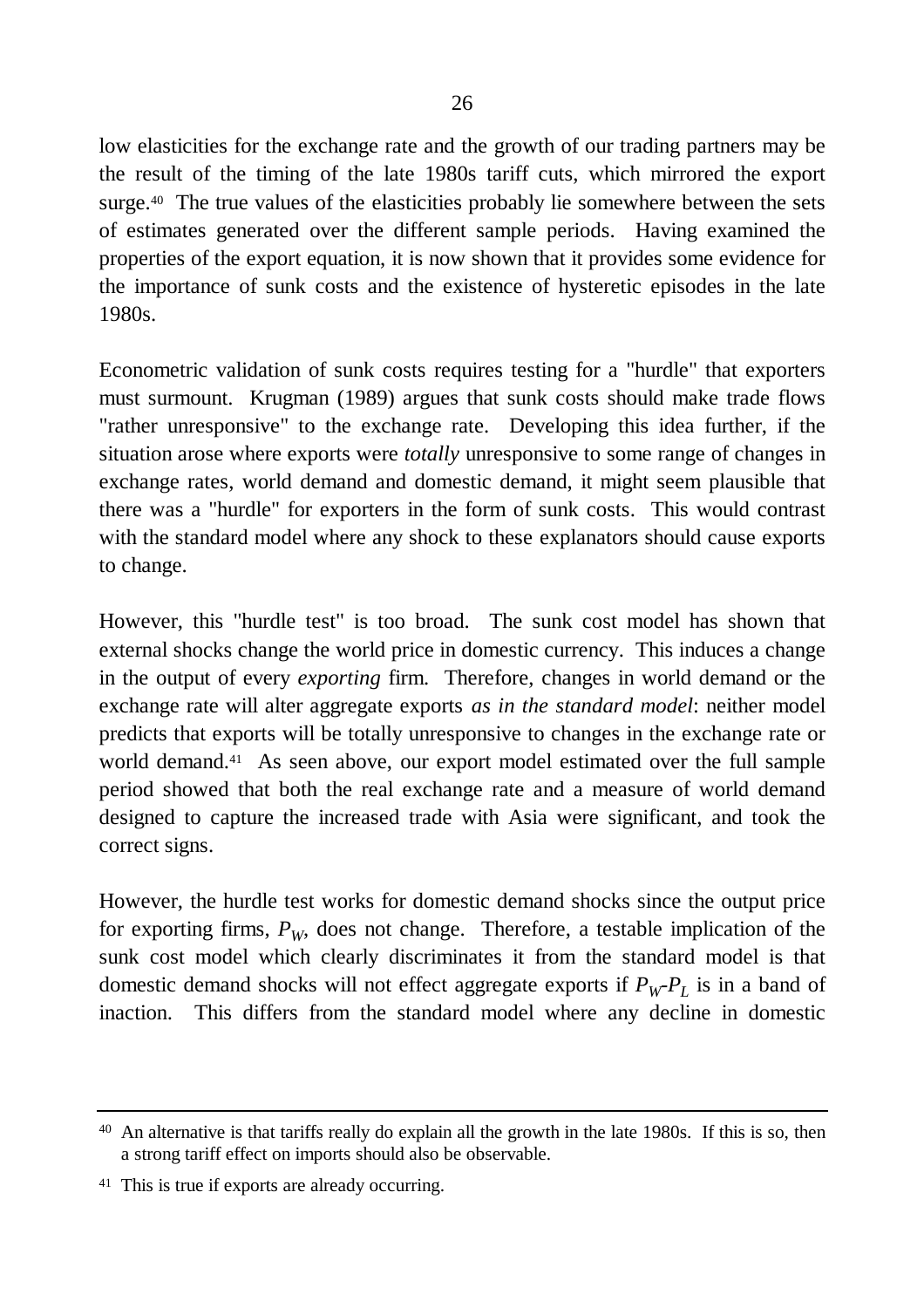low elasticities for the exchange rate and the growth of our trading partners may be the result of the timing of the late 1980s tariff cuts, which mirrored the export surge.[40] The true values of the elasticities probably lie somewhere between the sets of estimates generated over the different sample periods. Having examined the properties of the export equation, it is now shown that it provides some evidence for the importance of sunk costs and the existence of hysteretic episodes in the late 1980s.

Econometric validation of sunk costs requires testing for a "hurdle" that exporters must surmount. Krugman (1989) argues that sunk costs should make trade flows "rather unresponsive" to the exchange rate. Developing this idea further, if the situation arose where exports were *totally* unresponsive to some range of changes in exchange rates, world demand and domestic demand, it might seem plausible that there was a "hurdle" for exporters in the form of sunk costs. This would contrast with the standard model where any shock to these explanators should cause exports to change.

However, this "hurdle test" is too broad. The sunk cost model has shown that external shocks change the world price in domestic currency. This induces a change in the output of every *exporting* firm. Therefore, changes in world demand or the exchange rate will alter aggregate exports *as in the standard model*: neither model predicts that exports will be totally unresponsive to changes in the exchange rate or world demand.[41] As seen above, our export model estimated over the full sample period showed that both the real exchange rate and a measure of world demand designed to capture the increased trade with Asia were significant, and took the correct signs.

However, the hurdle test works for domestic demand shocks since the output price for exporting firms, $P_W$, does not change. Therefore, a testable implication of the sunk cost model which clearly discriminates it from the standard model is that domestic demand shocks will not effect aggregate exports if $P_W$-$P_L$ is in a band of inaction. This differs from the standard model where any decline in domestic

---

[40] An alternative is that tariffs really do explain all the growth in the late 1980s. If this is so, then a strong tariff effect on imports should also be observable.

[41] This is true if exports are already occurring.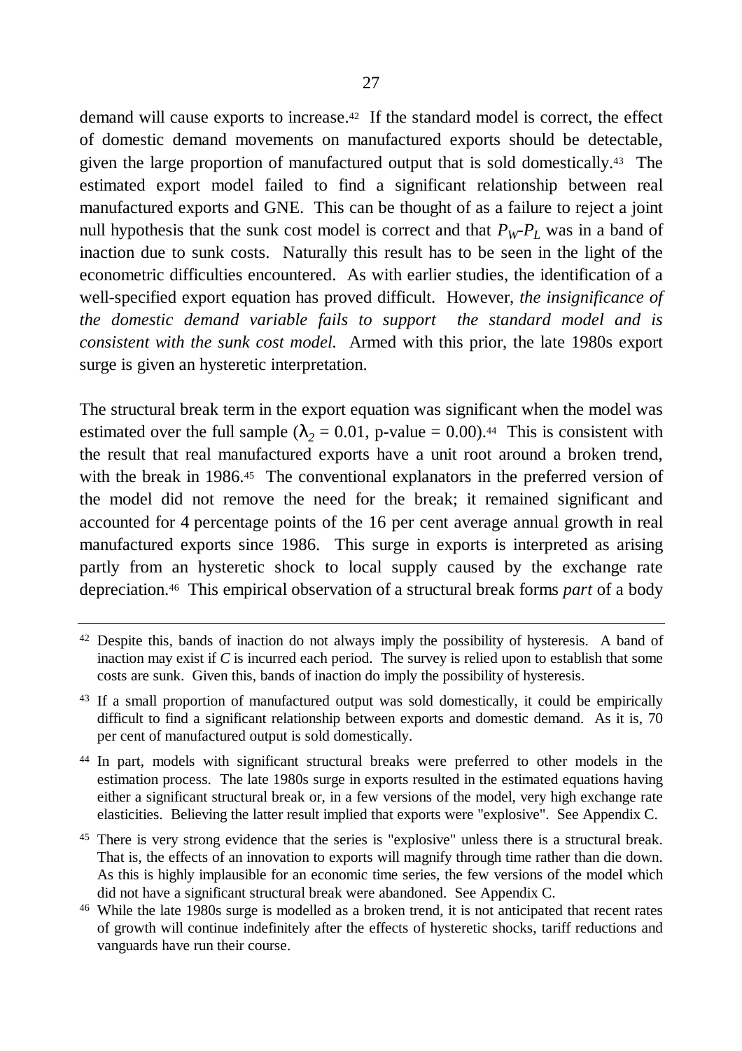demand will cause exports to increase.[42] If the standard model is correct, the effect of domestic demand movements on manufactured exports should be detectable, given the large proportion of manufactured output that is sold domestically.[43] The estimated export model failed to find a significant relationship between real manufactured exports and GNE. This can be thought of as a failure to reject a joint null hypothesis that the sunk cost model is correct and that $P_W$-$P_L$ was in a band of inaction due to sunk costs. Naturally this result has to be seen in the light of the econometric difficulties encountered. As with earlier studies, the identification of a well-specified export equation has proved difficult. However, *the insignificance of the domestic demand variable fails to support the standard model and is consistent with the sunk cost model.* Armed with this prior, the late 1980s export surge is given an hysteretic interpretation.

The structural break term in the export equation was significant when the model was estimated over the full sample ($\lambda_2 = 0.01$, p-value = 0.00).[44] This is consistent with the result that real manufactured exports have a unit root around a broken trend, with the break in 1986.[45] The conventional explanators in the preferred version of the model did not remove the need for the break; it remained significant and accounted for 4 percentage points of the 16 per cent average annual growth in real manufactured exports since 1986. This surge in exports is interpreted as arising partly from an hysteretic shock to local supply caused by the exchange rate depreciation.[46] This empirical observation of a structural break forms *part* of a body

---

[42] Despite this, bands of inaction do not always imply the possibility of hysteresis. A band of inaction may exist if $C$ is incurred each period. The survey is relied upon to establish that some costs are sunk. Given this, bands of inaction do imply the possibility of hysteresis.

[43] If a small proportion of manufactured output was sold domestically, it could be empirically difficult to find a significant relationship between exports and domestic demand. As it is, 70 per cent of manufactured output is sold domestically.

[44] In part, models with significant structural breaks were preferred to other models in the estimation process. The late 1980s surge in exports resulted in the estimated equations having either a significant structural break or, in a few versions of the model, very high exchange rate elasticities. Believing the latter result implied that exports were "explosive". See Appendix C.

[45] There is very strong evidence that the series is "explosive" unless there is a structural break. That is, the effects of an innovation to exports will magnify through time rather than die down. As this is highly implausible for an economic time series, the few versions of the model which did not have a significant structural break were abandoned. See Appendix C.

[46] While the late 1980s surge is modelled as a broken trend, it is not anticipated that recent rates of growth will continue indefinitely after the effects of hysteretic shocks, tariff reductions and vanguards have run their course.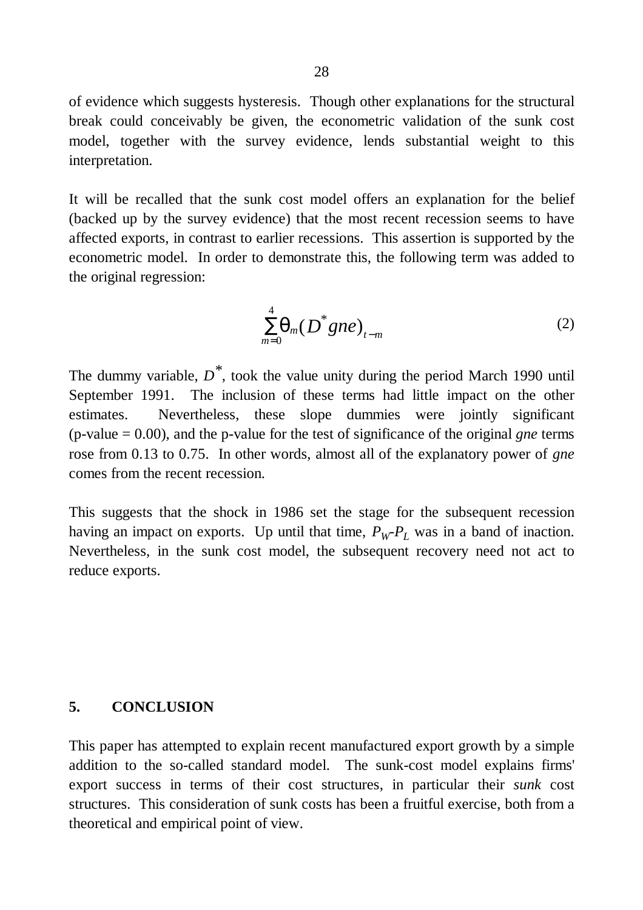of evidence which suggests hysteresis. Though other explanations for the structural break could conceivably be given, the econometric validation of the sunk cost model, together with the survey evidence, lends substantial weight to this interpretation.

It will be recalled that the sunk cost model offers an explanation for the belief (backed up by the survey evidence) that the most recent recession seems to have affected exports, in contrast to earlier recessions. This assertion is supported by the econometric model. In order to demonstrate this, the following term was added to the original regression:

$$\sum_{m=0}^{4} \theta_m (D^* gne)_{t-m} \tag{2}$$

The dummy variable, $D^*$, took the value unity during the period March 1990 until September 1991. The inclusion of these terms had little impact on the other estimates. Nevertheless, these slope dummies were jointly significant (p-value = 0.00), and the p-value for the test of significance of the original *gne* terms rose from 0.13 to 0.75. In other words, almost all of the explanatory power of *gne* comes from the recent recession.

This suggests that the shock in 1986 set the stage for the subsequent recession having an impact on exports. Up until that time, $P_W$-$P_L$ was in a band of inaction. Nevertheless, in the sunk cost model, the subsequent recovery need not act to reduce exports.

## 5. CONCLUSION

This paper has attempted to explain recent manufactured export growth by a simple addition to the so-called standard model. The sunk-cost model explains firms' export success in terms of their cost structures, in particular their *sunk* cost structures. This consideration of sunk costs has been a fruitful exercise, both from a theoretical and empirical point of view.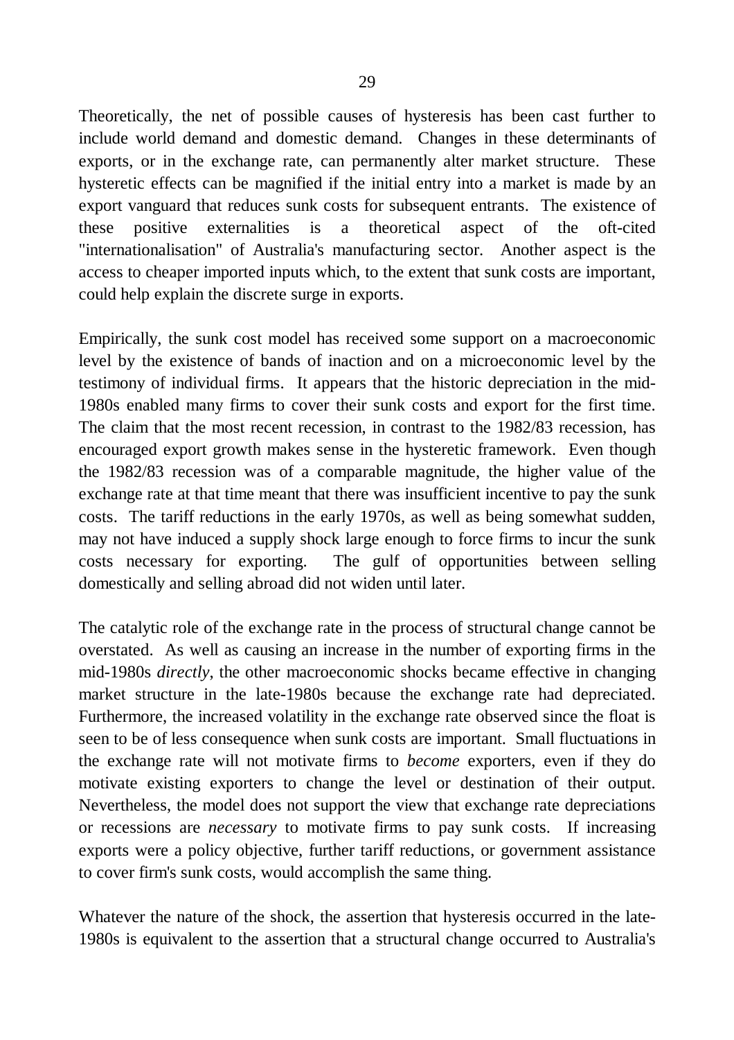Theoretically, the net of possible causes of hysteresis has been cast further to include world demand and domestic demand. Changes in these determinants of exports, or in the exchange rate, can permanently alter market structure. These hysteretic effects can be magnified if the initial entry into a market is made by an export vanguard that reduces sunk costs for subsequent entrants. The existence of these positive externalities is a theoretical aspect of the oft-cited "internationalisation" of Australia's manufacturing sector. Another aspect is the access to cheaper imported inputs which, to the extent that sunk costs are important, could help explain the discrete surge in exports.

Empirically, the sunk cost model has received some support on a macroeconomic level by the existence of bands of inaction and on a microeconomic level by the testimony of individual firms. It appears that the historic depreciation in the mid-1980s enabled many firms to cover their sunk costs and export for the first time. The claim that the most recent recession, in contrast to the 1982/83 recession, has encouraged export growth makes sense in the hysteretic framework. Even though the 1982/83 recession was of a comparable magnitude, the higher value of the exchange rate at that time meant that there was insufficient incentive to pay the sunk costs. The tariff reductions in the early 1970s, as well as being somewhat sudden, may not have induced a supply shock large enough to force firms to incur the sunk costs necessary for exporting. The gulf of opportunities between selling domestically and selling abroad did not widen until later.

The catalytic role of the exchange rate in the process of structural change cannot be overstated. As well as causing an increase in the number of exporting firms in the mid-1980s *directly*, the other macroeconomic shocks became effective in changing market structure in the late-1980s because the exchange rate had depreciated. Furthermore, the increased volatility in the exchange rate observed since the float is seen to be of less consequence when sunk costs are important. Small fluctuations in the exchange rate will not motivate firms to *become* exporters, even if they do motivate existing exporters to change the level or destination of their output. Nevertheless, the model does not support the view that exchange rate depreciations or recessions are *necessary* to motivate firms to pay sunk costs. If increasing exports were a policy objective, further tariff reductions, or government assistance to cover firm's sunk costs, would accomplish the same thing.

Whatever the nature of the shock, the assertion that hysteresis occurred in the late-1980s is equivalent to the assertion that a structural change occurred to Australia's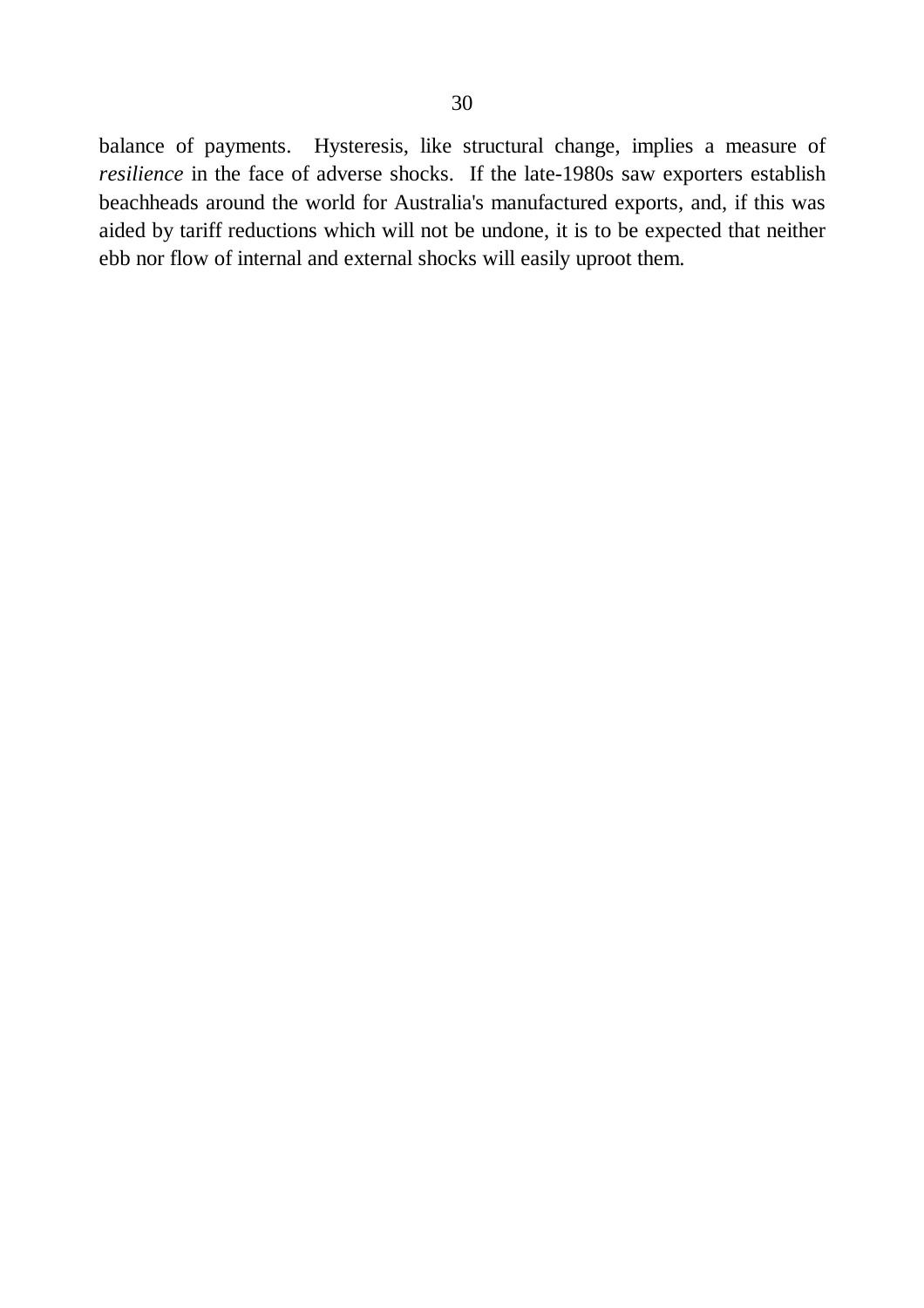balance of payments. Hysteresis, like structural change, implies a measure of *resilience* in the face of adverse shocks. If the late-1980s saw exporters establish beachheads around the world for Australia's manufactured exports, and, if this was aided by tariff reductions which will not be undone, it is to be expected that neither ebb nor flow of internal and external shocks will easily uproot them.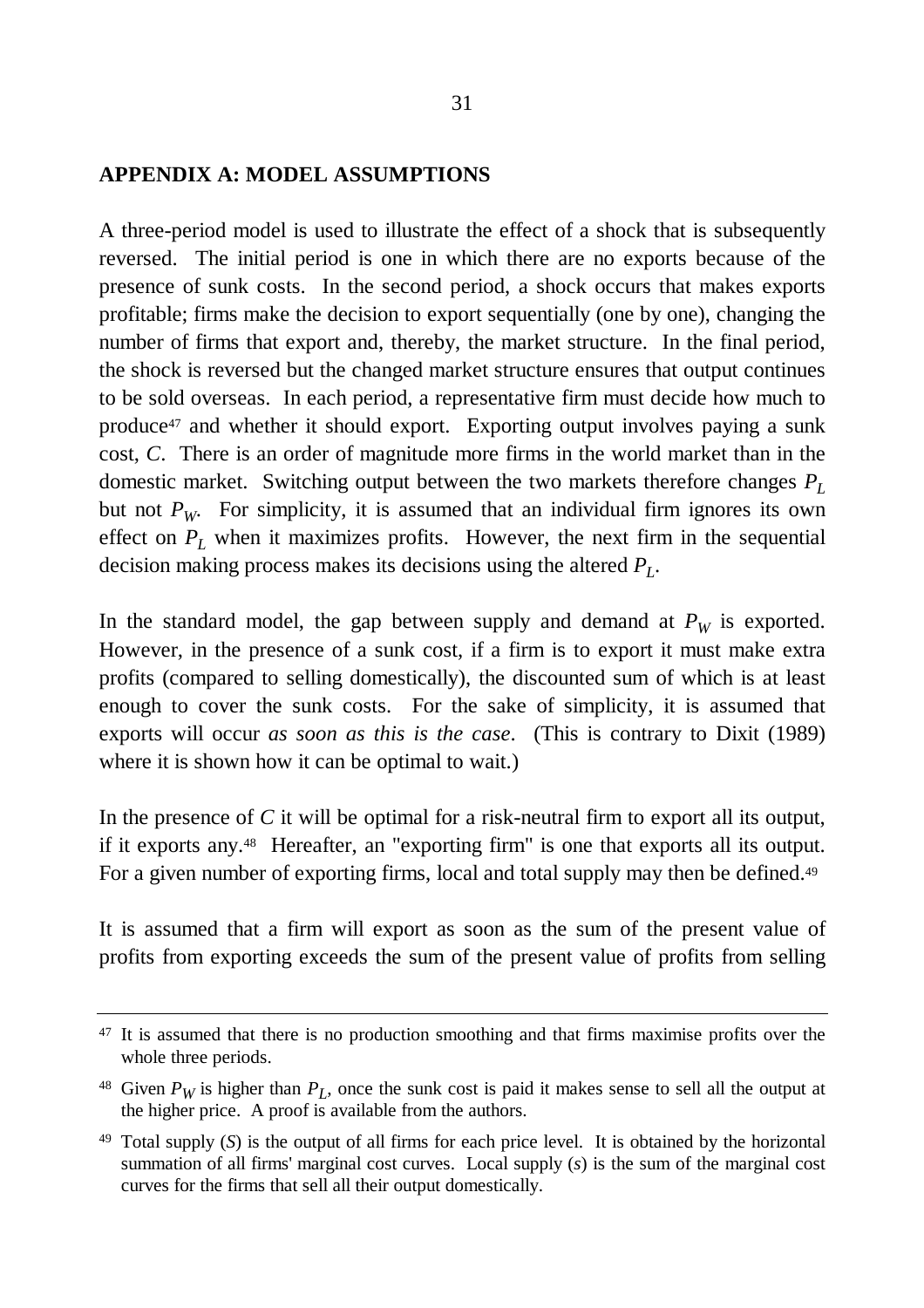## APPENDIX A: MODEL ASSUMPTIONS

A three-period model is used to illustrate the effect of a shock that is subsequently reversed. The initial period is one in which there are no exports because of the presence of sunk costs. In the second period, a shock occurs that makes exports profitable; firms make the decision to export sequentially (one by one), changing the number of firms that export and, thereby, the market structure. In the final period, the shock is reversed but the changed market structure ensures that output continues to be sold overseas. In each period, a representative firm must decide how much to produce[47] and whether it should export. Exporting output involves paying a sunk cost, $C$. There is an order of magnitude more firms in the world market than in the domestic market. Switching output between the two markets therefore changes $P_L$ but not $P_W$. For simplicity, it is assumed that an individual firm ignores its own effect on $P_L$ when it maximizes profits. However, the next firm in the sequential decision making process makes its decisions using the altered $P_L$.

In the standard model, the gap between supply and demand at $P_W$ is exported. However, in the presence of a sunk cost, if a firm is to export it must make extra profits (compared to selling domestically), the discounted sum of which is at least enough to cover the sunk costs. For the sake of simplicity, it is assumed that exports will occur *as soon as this is the case*. (This is contrary to Dixit (1989) where it is shown how it can be optimal to wait.)

In the presence of $C$ it will be optimal for a risk-neutral firm to export all its output, if it exports any.[48] Hereafter, an "exporting firm" is one that exports all its output. For a given number of exporting firms, local and total supply may then be defined.[49]

It is assumed that a firm will export as soon as the sum of the present value of profits from exporting exceeds the sum of the present value of profits from selling

---

[47] It is assumed that there is no production smoothing and that firms maximise profits over the whole three periods.

[48] Given $P_W$ is higher than $P_L$, once the sunk cost is paid it makes sense to sell all the output at the higher price. A proof is available from the authors.

[49] Total supply ($S$) is the output of all firms for each price level. It is obtained by the horizontal summation of all firms' marginal cost curves. Local supply ($s$) is the sum of the marginal cost curves for the firms that sell all their output domestically.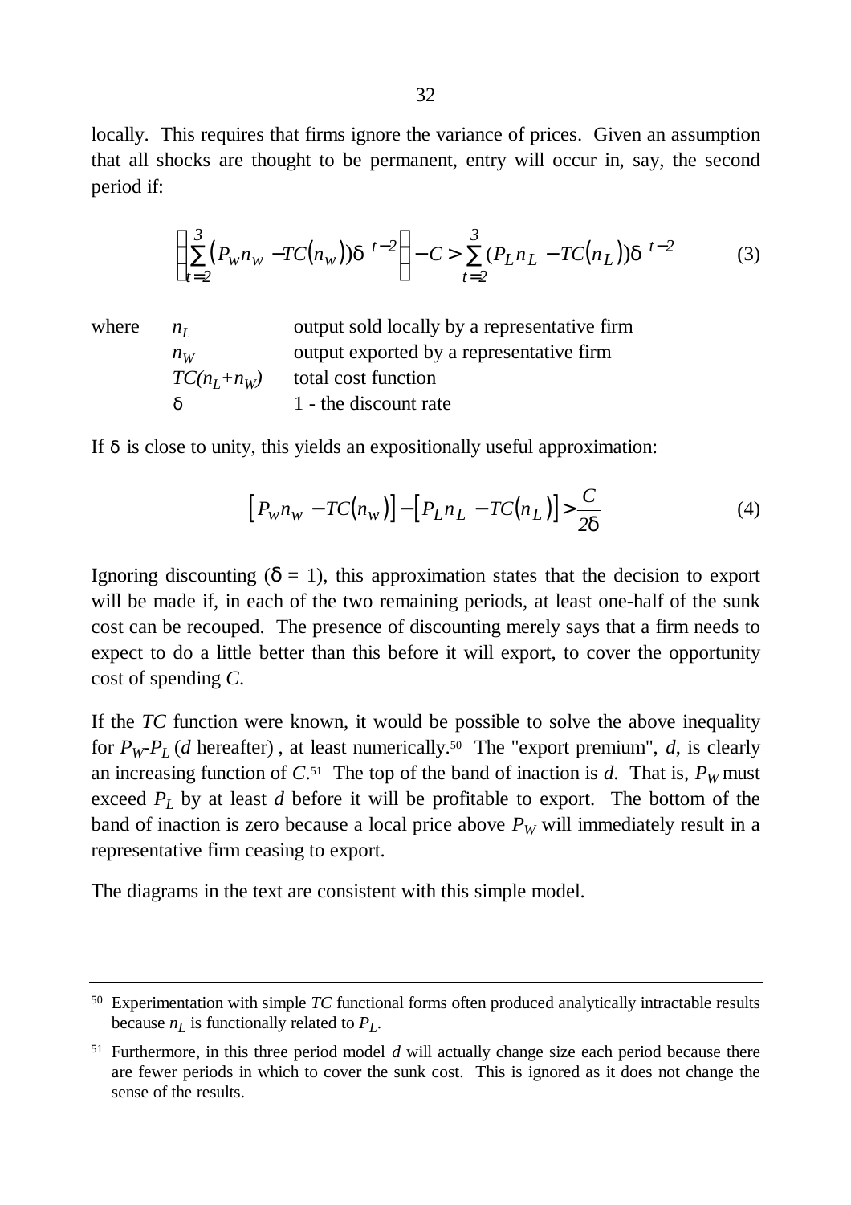locally. This requires that firms ignore the variance of prices. Given an assumption that all shocks are thought to be permanent, entry will occur in, say, the second period if:

$$\left(\sum_{t=2}^{3}\left(P_W n_W - TC\left(n_W\right)\right)\delta^{\,t-2}\right) - C > \sum_{t=2}^{3}\left(P_L n_L - TC\left(n_L\right)\right)\delta^{\,t-2} \tag{3}$$

where

- $n_L$ — output sold locally by a representative firm
- $n_W$ — output exported by a representative firm
- $TC(n_L+n_W)$ — total cost function
- $\delta$ — 1 - the discount rate

If $\delta$ is close to unity, this yields an expositionally useful approximation:

$$\left[P_W n_W - TC\left(n_W\right)\right] - \left[P_L n_L - TC\left(n_L\right)\right] > \frac{C}{2\delta} \tag{4}$$

Ignoring discounting ($\delta = 1$), this approximation states that the decision to export will be made if, in each of the two remaining periods, at least one-half of the sunk cost can be recouped. The presence of discounting merely says that a firm needs to expect to do a little better than this before it will export, to cover the opportunity cost of spending *C*.

If the *TC* function were known, it would be possible to solve the above inequality for $P_W$-$P_L$ (*d* hereafter) , at least numerically.[50] The "export premium", *d*, is clearly an increasing function of *C*.[51] The top of the band of inaction is *d*. That is, $P_W$ must exceed $P_L$ by at least *d* before it will be profitable to export. The bottom of the band of inaction is zero because a local price above $P_W$ will immediately result in a representative firm ceasing to export.

The diagrams in the text are consistent with this simple model.

---

[50] Experimentation with simple *TC* functional forms often produced analytically intractable results because $n_L$ is functionally related to $P_L$.

[51] Furthermore, in this three period model *d* will actually change size each period because there are fewer periods in which to cover the sunk cost. This is ignored as it does not change the sense of the results.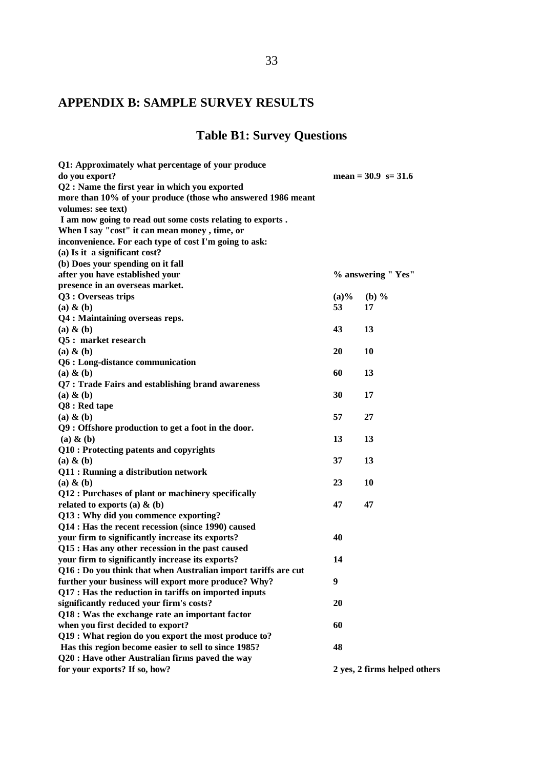# APPENDIX B: SAMPLE SURVEY RESULTS

## Table B1: Survey Questions

| | |
|---|---|
| **Q1: Approximately what percentage of your produce do you export?** | **mean = 30.9 s= 31.6** |
| **Q2 : Name the first year in which you exported more than 10% of your produce (those who answered 1986 meant volumes: see text)** | |
| **I am now going to read out some costs relating to exports . When I say "cost" it can mean money , time, or inconvenience. For each type of cost I'm going to ask: (a) Is it a significant cost? (b) Does your spending on it fall after you have established your presence in an overseas market.** | **% answering " Yes"** |
| **Q3 : Overseas trips (a) & (b)** | **(a)% 53 (b) % 17** |
| **Q4 : Maintaining overseas reps. (a) & (b)** | **43 13** |
| **Q5 : market research (a) & (b)** | **20 10** |
| **Q6 : Long-distance communication (a) & (b)** | **60 13** |
| **Q7 : Trade Fairs and establishing brand awareness (a) & (b)** | **30 17** |
| **Q8 : Red tape (a) & (b)** | **57 27** |
| **Q9 : Offshore production to get a foot in the door. (a) & (b)** | **13 13** |
| **Q10 : Protecting patents and copyrights (a) & (b)** | **37 13** |
| **Q11 : Running a distribution network (a) & (b)** | **23 10** |
| **Q12 : Purchases of plant or machinery specifically related to exports (a) & (b)** | **47 47** |
| **Q13 : Why did you commence exporting?** | |
| **Q14 : Has the recent recession (since 1990) caused your firm to significantly increase its exports?** | **40** |
| **Q15 : Has any other recession in the past caused your firm to significantly increase its exports?** | **14** |
| **Q16 : Do you think that when Australian import tariffs are cut further your business will export more produce? Why?** | **9** |
| **Q17 : Has the reduction in tariffs on imported inputs significantly reduced your firm's costs?** | **20** |
| **Q18 : Was the exchange rate an important factor when you first decided to export?** | **60** |
| **Q19 : What region do you export the most produce to? Has this region become easier to sell to since 1985?** | **48** |
| **Q20 : Have other Australian firms paved the way for your exports? If so, how?** | **2 yes, 2 firms helped others** |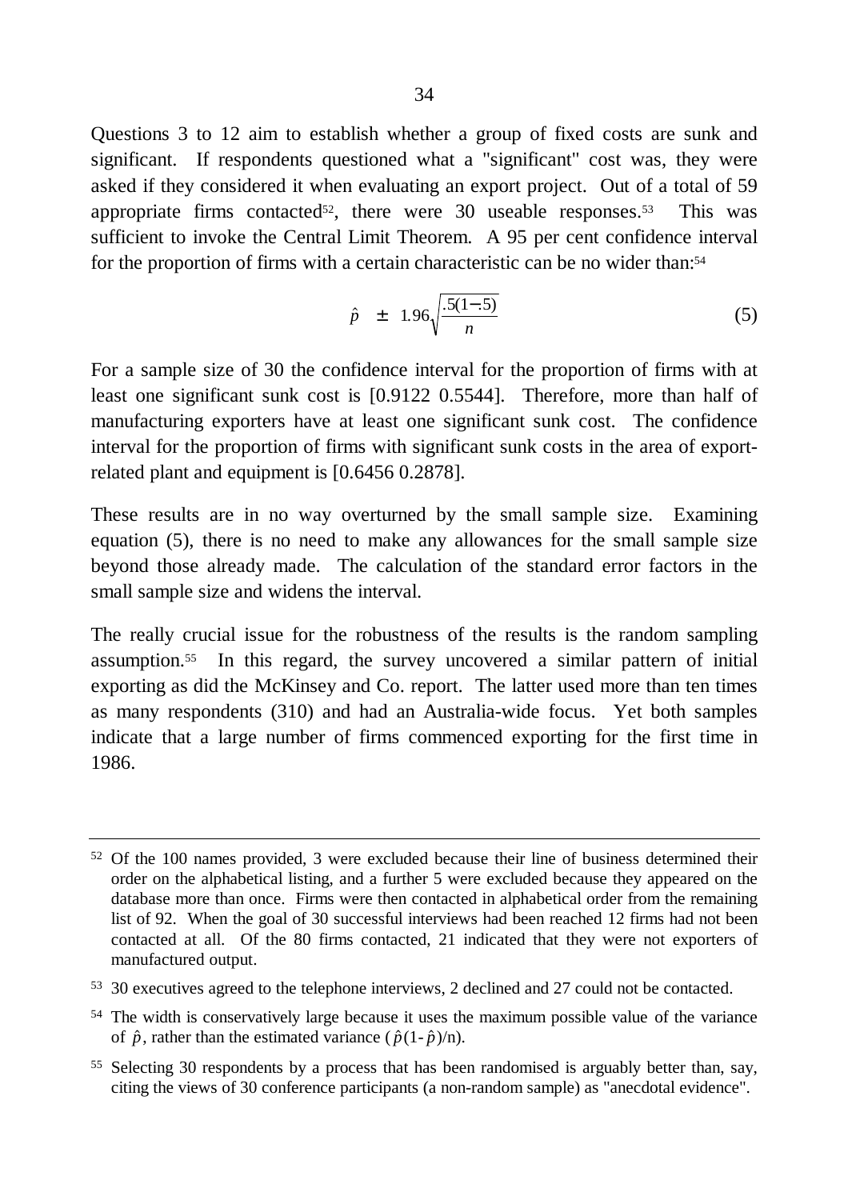Questions 3 to 12 aim to establish whether a group of fixed costs are sunk and significant. If respondents questioned what a "significant" cost was, they were asked if they considered it when evaluating an export project. Out of a total of 59 appropriate firms contacted[52], there were 30 useable responses.[53] This was sufficient to invoke the Central Limit Theorem. A 95 per cent confidence interval for the proportion of firms with a certain characteristic can be no wider than:[54]

$$\hat{p} \quad \pm \quad 1.96\sqrt{\frac{.5(1-.5)}{n}} \tag{5}$$

For a sample size of 30 the confidence interval for the proportion of firms with at least one significant sunk cost is [0.9122 0.5544]. Therefore, more than half of manufacturing exporters have at least one significant sunk cost. The confidence interval for the proportion of firms with significant sunk costs in the area of export-related plant and equipment is [0.6456 0.2878].

These results are in no way overturned by the small sample size. Examining equation (5), there is no need to make any allowances for the small sample size beyond those already made. The calculation of the standard error factors in the small sample size and widens the interval.

The really crucial issue for the robustness of the results is the random sampling assumption.[55] In this regard, the survey uncovered a similar pattern of initial exporting as did the McKinsey and Co. report. The latter used more than ten times as many respondents (310) and had an Australia-wide focus. Yet both samples indicate that a large number of firms commenced exporting for the first time in 1986.

---

[52] Of the 100 names provided, 3 were excluded because their line of business determined their order on the alphabetical listing, and a further 5 were excluded because they appeared on the database more than once. Firms were then contacted in alphabetical order from the remaining list of 92. When the goal of 30 successful interviews had been reached 12 firms had not been contacted at all. Of the 80 firms contacted, 21 indicated that they were not exporters of manufactured output.

[53] 30 executives agreed to the telephone interviews, 2 declined and 27 could not be contacted.

[54] The width is conservatively large because it uses the maximum possible value of the variance of $\hat{p}$, rather than the estimated variance ($\hat{p}(1-\hat{p})/n$).

[55] Selecting 30 respondents by a process that has been randomised is arguably better than, say, citing the views of 30 conference participants (a non-random sample) as "anecdotal evidence".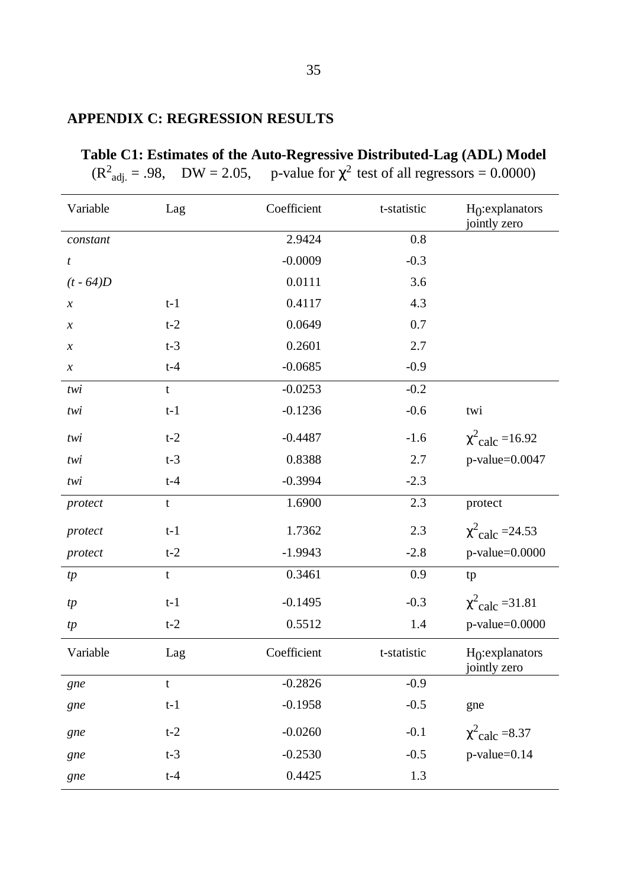## APPENDIX C: REGRESSION RESULTS

**Table C1: Estimates of the Auto-Regressive Distributed-Lag (ADL) Model**

($R^2_{adj.}$ = .98, DW = 2.05, p-value for $\chi^2$ test of all regressors = 0.0000)

| Variable | Lag | Coefficient | t-statistic | $H_0$:explanators jointly zero |
|---|---|---|---|---|
| *constant* | | 2.9424 | 0.8 | |
| *t* | | -0.0009 | -0.3 | |
| *(t - 64)D* | | 0.0111 | 3.6 | |
| *x* | t-1 | 0.4117 | 4.3 | |
| *x* | t-2 | 0.0649 | 0.7 | |
| *x* | t-3 | 0.2601 | 2.7 | |
| *x* | t-4 | -0.0685 | -0.9 | |
| *twi* | t | -0.0253 | -0.2 | |
| *twi* | t-1 | -0.1236 | -0.6 | twi |
| *twi* | t-2 | -0.4487 | -1.6 | $\chi^2_{calc}$ =16.92 |
| *twi* | t-3 | 0.8388 | 2.7 | p-value=0.0047 |
| *twi* | t-4 | -0.3994 | -2.3 | |
| *protect* | t | 1.6900 | 2.3 | protect |
| *protect* | t-1 | 1.7362 | 2.3 | $\chi^2_{calc}$ =24.53 |
| *protect* | t-2 | -1.9943 | -2.8 | p-value=0.0000 |
| *tp* | t | 0.3461 | 0.9 | tp |
| *tp* | t-1 | -0.1495 | -0.3 | $\chi^2_{calc}$ =31.81 |
| *tp* | t-2 | 0.5512 | 1.4 | p-value=0.0000 |
| *gne* | t | -0.2826 | -0.9 | |
| *gne* | t-1 | -0.1958 | -0.5 | gne |
| *gne* | t-2 | -0.0260 | -0.1 | $\chi^2_{calc}$ =8.37 |
| *gne* | t-3 | -0.2530 | -0.5 | p-value=0.14 |
| *gne* | t-4 | 0.4425 | 1.3 | |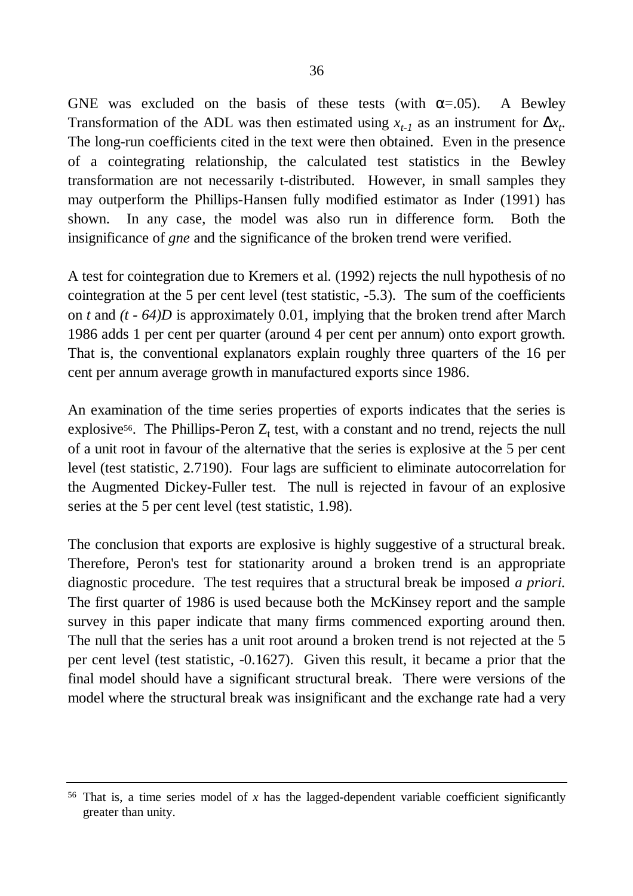GNE was excluded on the basis of these tests (with $\alpha$=.05). A Bewley Transformation of the ADL was then estimated using $x_{t-1}$ as an instrument for $\Delta x_t$. The long-run coefficients cited in the text were then obtained. Even in the presence of a cointegrating relationship, the calculated test statistics in the Bewley transformation are not necessarily t-distributed. However, in small samples they may outperform the Phillips-Hansen fully modified estimator as Inder (1991) has shown. In any case, the model was also run in difference form. Both the insignificance of *gne* and the significance of the broken trend were verified.

A test for cointegration due to Kremers et al. (1992) rejects the null hypothesis of no cointegration at the 5 per cent level (test statistic, -5.3). The sum of the coefficients on $t$ and $(t - 64)D$ is approximately 0.01, implying that the broken trend after March 1986 adds 1 per cent per quarter (around 4 per cent per annum) onto export growth. That is, the conventional explanators explain roughly three quarters of the 16 per cent per annum average growth in manufactured exports since 1986.

An examination of the time series properties of exports indicates that the series is explosive[56]. The Phillips-Peron $Z_t$ test, with a constant and no trend, rejects the null of a unit root in favour of the alternative that the series is explosive at the 5 per cent level (test statistic, 2.7190). Four lags are sufficient to eliminate autocorrelation for the Augmented Dickey-Fuller test. The null is rejected in favour of an explosive series at the 5 per cent level (test statistic, 1.98).

The conclusion that exports are explosive is highly suggestive of a structural break. Therefore, Peron's test for stationarity around a broken trend is an appropriate diagnostic procedure. The test requires that a structural break be imposed *a priori.* The first quarter of 1986 is used because both the McKinsey report and the sample survey in this paper indicate that many firms commenced exporting around then. The null that the series has a unit root around a broken trend is not rejected at the 5 per cent level (test statistic, -0.1627). Given this result, it became a prior that the final model should have a significant structural break. There were versions of the model where the structural break was insignificant and the exchange rate had a very

---

[56] That is, a time series model of $x$ has the lagged-dependent variable coefficient significantly greater than unity.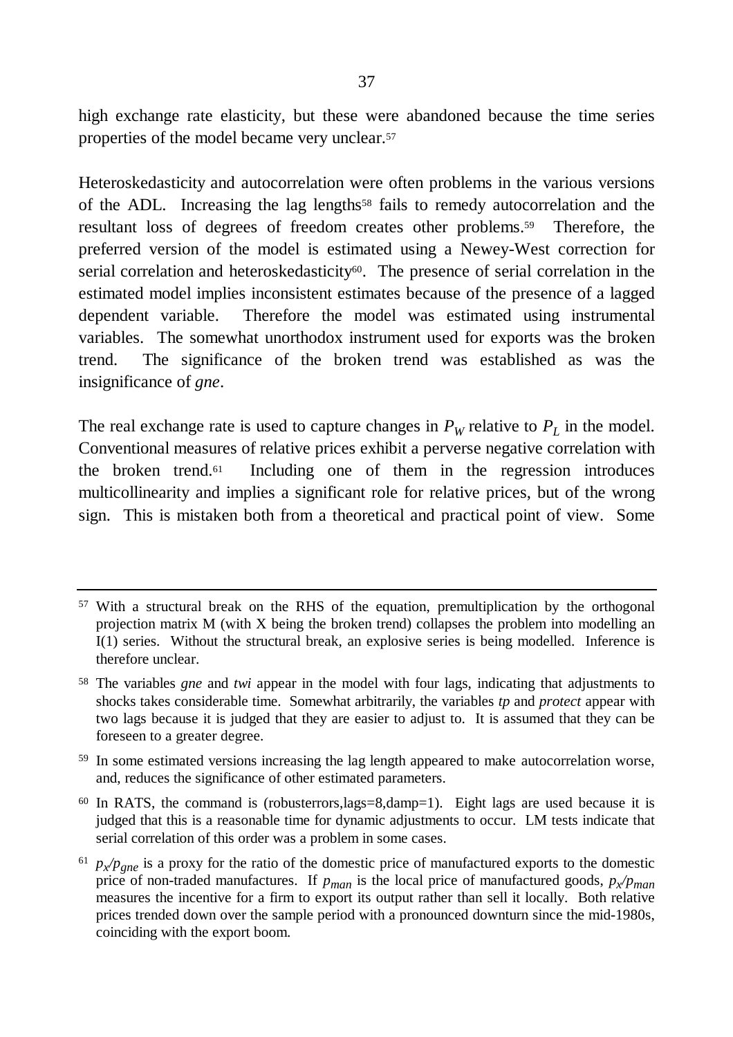high exchange rate elasticity, but these were abandoned because the time series properties of the model became very unclear.[57]

Heteroskedasticity and autocorrelation were often problems in the various versions of the ADL. Increasing the lag lengths[58] fails to remedy autocorrelation and the resultant loss of degrees of freedom creates other problems.[59] Therefore, the preferred version of the model is estimated using a Newey-West correction for serial correlation and heteroskedasticity[60]. The presence of serial correlation in the estimated model implies inconsistent estimates because of the presence of a lagged dependent variable. Therefore the model was estimated using instrumental variables. The somewhat unorthodox instrument used for exports was the broken trend. The significance of the broken trend was established as was the insignificance of *gne*.

The real exchange rate is used to capture changes in $P_W$ relative to $P_L$ in the model. Conventional measures of relative prices exhibit a perverse negative correlation with the broken trend.[61] Including one of them in the regression introduces multicollinearity and implies a significant role for relative prices, but of the wrong sign. This is mistaken both from a theoretical and practical point of view. Some

---

[57] With a structural break on the RHS of the equation, premultiplication by the orthogonal projection matrix M (with X being the broken trend) collapses the problem into modelling an I(1) series. Without the structural break, an explosive series is being modelled. Inference is therefore unclear.

[58] The variables *gne* and *twi* appear in the model with four lags, indicating that adjustments to shocks takes considerable time. Somewhat arbitrarily, the variables *tp* and *protect* appear with two lags because it is judged that they are easier to adjust to. It is assumed that they can be foreseen to a greater degree.

[59] In some estimated versions increasing the lag length appeared to make autocorrelation worse, and, reduces the significance of other estimated parameters.

[60] In RATS, the command is (robusterrors,lags=8,damp=1). Eight lags are used because it is judged that this is a reasonable time for dynamic adjustments to occur. LM tests indicate that serial correlation of this order was a problem in some cases.

[61] $p_x/p_{gne}$ is a proxy for the ratio of the domestic price of manufactured exports to the domestic price of non-traded manufactures. If $p_{man}$ is the local price of manufactured goods, $p_x/p_{man}$ measures the incentive for a firm to export its output rather than sell it locally. Both relative prices trended down over the sample period with a pronounced downturn since the mid-1980s, coinciding with the export boom.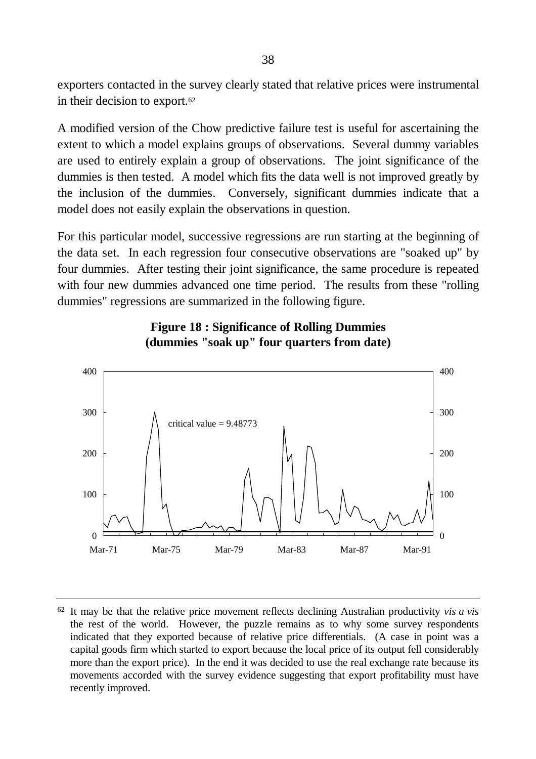exporters contacted in the survey clearly stated that relative prices were instrumental in their decision to export.[62]

A modified version of the Chow predictive failure test is useful for ascertaining the extent to which a model explains groups of observations. Several dummy variables are used to entirely explain a group of observations. The joint significance of the dummies is then tested. A model which fits the data well is not improved greatly by the inclusion of the dummies. Conversely, significant dummies indicate that a model does not easily explain the observations in question.

For this particular model, successive regressions are run starting at the beginning of the data set. In each regression four consecutive observations are "soaked up" by four dummies. After testing their joint significance, the same procedure is repeated with four new dummies advanced one time period. The results from these "rolling dummies" regressions are summarized in the following figure.

**Figure 18 : Significance of Rolling Dummies (dummies "soak up" four quarters from date)**

critical value = 9.48773

---

[62] It may be that the relative price movement reflects declining Australian productivity *vis a vis* the rest of the world. However, the puzzle remains as to why some survey respondents indicated that they exported because of relative price differentials. (A case in point was a capital goods firm which started to export because the local price of its output fell considerably more than the export price). In the end it was decided to use the real exchange rate because its movements accorded with the survey evidence suggesting that export profitability must have recently improved.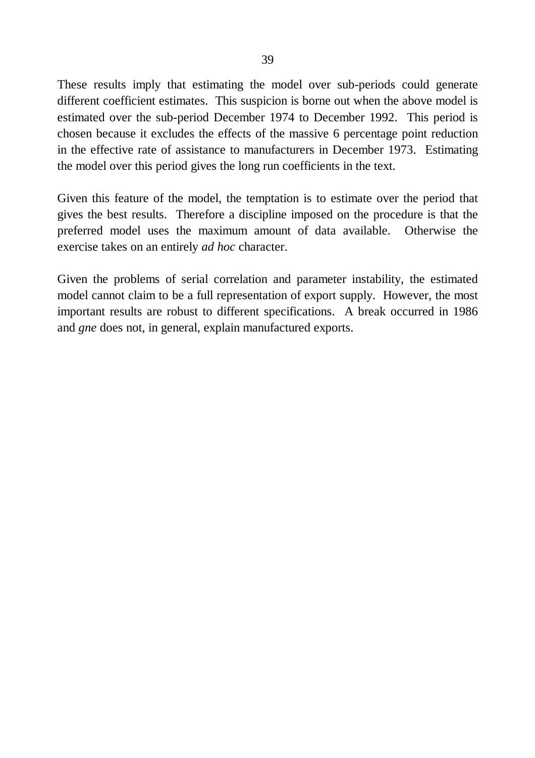These results imply that estimating the model over sub-periods could generate different coefficient estimates. This suspicion is borne out when the above model is estimated over the sub-period December 1974 to December 1992. This period is chosen because it excludes the effects of the massive 6 percentage point reduction in the effective rate of assistance to manufacturers in December 1973. Estimating the model over this period gives the long run coefficients in the text.

Given this feature of the model, the temptation is to estimate over the period that gives the best results. Therefore a discipline imposed on the procedure is that the preferred model uses the maximum amount of data available. Otherwise the exercise takes on an entirely *ad hoc* character.

Given the problems of serial correlation and parameter instability, the estimated model cannot claim to be a full representation of export supply. However, the most important results are robust to different specifications. A break occurred in 1986 and *gne* does not, in general, explain manufactured exports.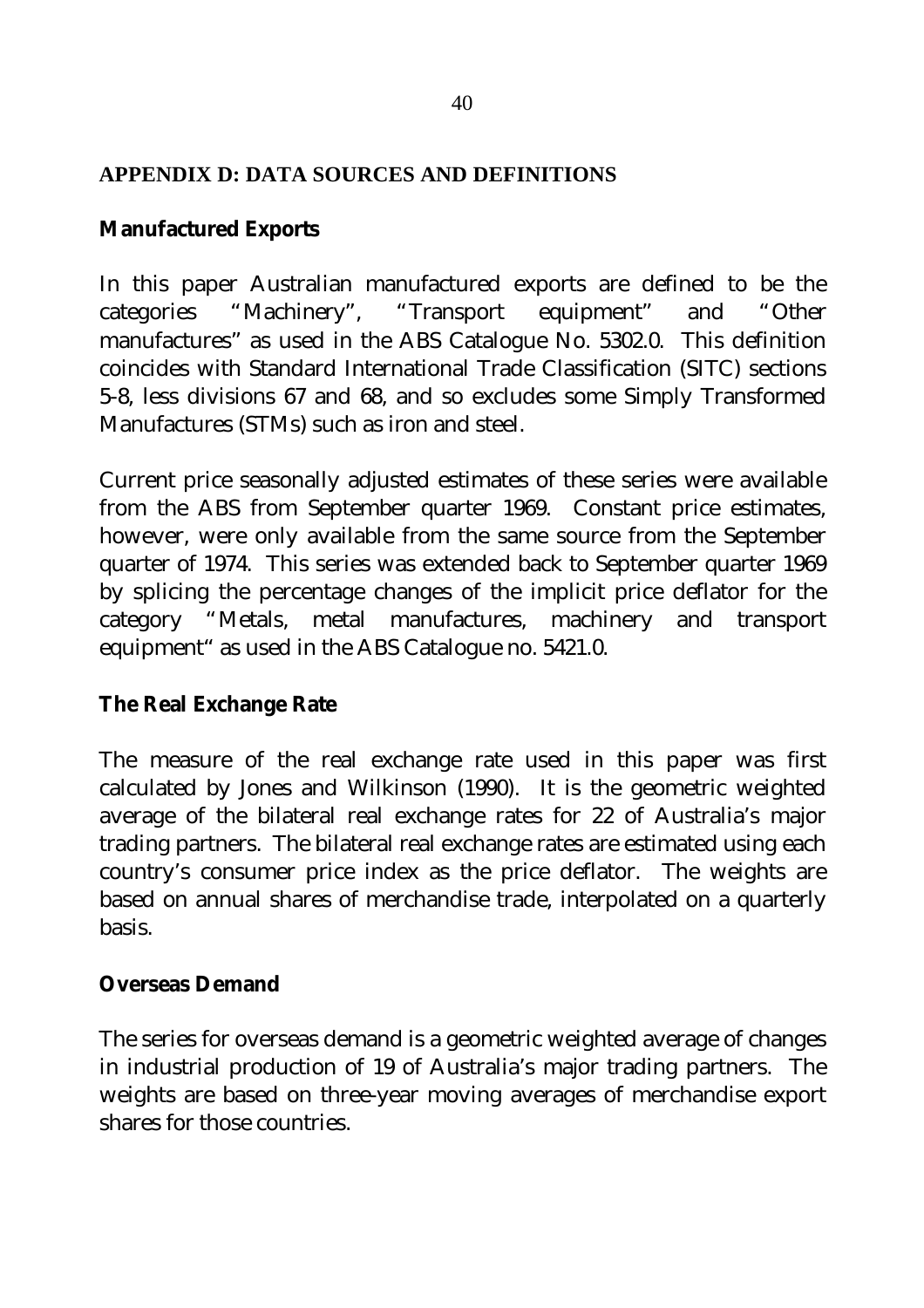## APPENDIX D: DATA SOURCES AND DEFINITIONS

### Manufactured Exports

In this paper Australian manufactured exports are defined to be the categories "Machinery", "Transport equipment" and "Other manufactures" as used in the ABS Catalogue No. 5302.0. This definition coincides with Standard International Trade Classification (SITC) sections 5-8, less divisions 67 and 68, and so excludes some Simply Transformed Manufactures (STMs) such as iron and steel.

Current price seasonally adjusted estimates of these series were available from the ABS from September quarter 1969. Constant price estimates, however, were only available from the same source from the September quarter of 1974. This series was extended back to September quarter 1969 by splicing the percentage changes of the implicit price deflator for the category "Metals, metal manufactures, machinery and transport equipment" as used in the ABS Catalogue no. 5421.0.

### The Real Exchange Rate

The measure of the real exchange rate used in this paper was first calculated by Jones and Wilkinson (1990). It is the geometric weighted average of the bilateral real exchange rates for 22 of Australia's major trading partners. The bilateral real exchange rates are estimated using each country's consumer price index as the price deflator. The weights are based on annual shares of merchandise trade, interpolated on a quarterly basis.

### Overseas Demand

The series for overseas demand is a geometric weighted average of changes in industrial production of 19 of Australia's major trading partners. The weights are based on three-year moving averages of merchandise export shares for those countries.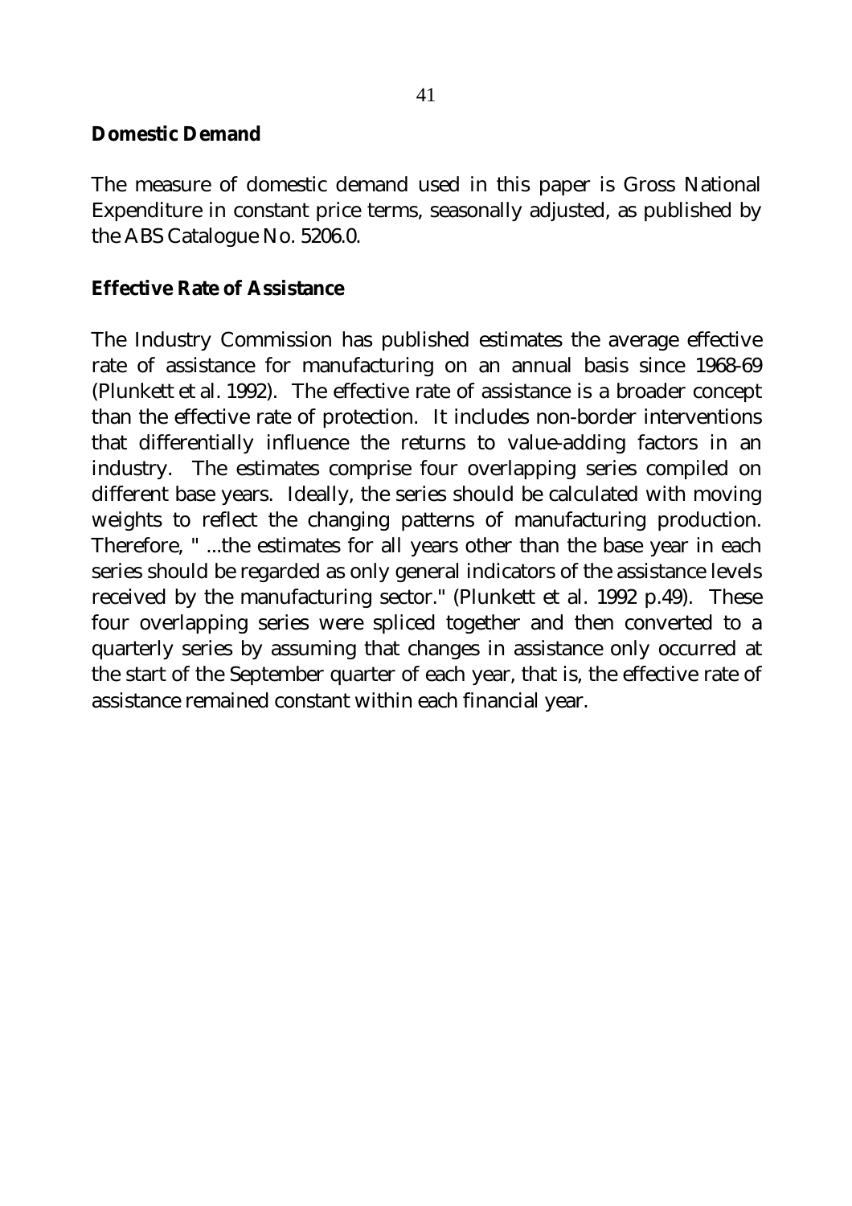**Domestic Demand**

The measure of domestic demand used in this paper is Gross National Expenditure in constant price terms, seasonally adjusted, as published by the ABS Catalogue No. 5206.0.

**Effective Rate of Assistance**

The Industry Commission has published estimates the average effective rate of assistance for manufacturing on an annual basis since 1968-69 (Plunkett et al. 1992). The effective rate of assistance is a broader concept than the effective rate of protection. It includes non-border interventions that differentially influence the returns to value-adding factors in an industry. The estimates comprise four overlapping series compiled on different base years. Ideally, the series should be calculated with moving weights to reflect the changing patterns of manufacturing production. Therefore, " ...the estimates for all years other than the base year in each series should be regarded as only general indicators of the assistance levels received by the manufacturing sector." (Plunkett et al. 1992 p.49). These four overlapping series were spliced together and then converted to a quarterly series by assuming that changes in assistance only occurred at the start of the September quarter of each year, that is, the effective rate of assistance remained constant within each financial year.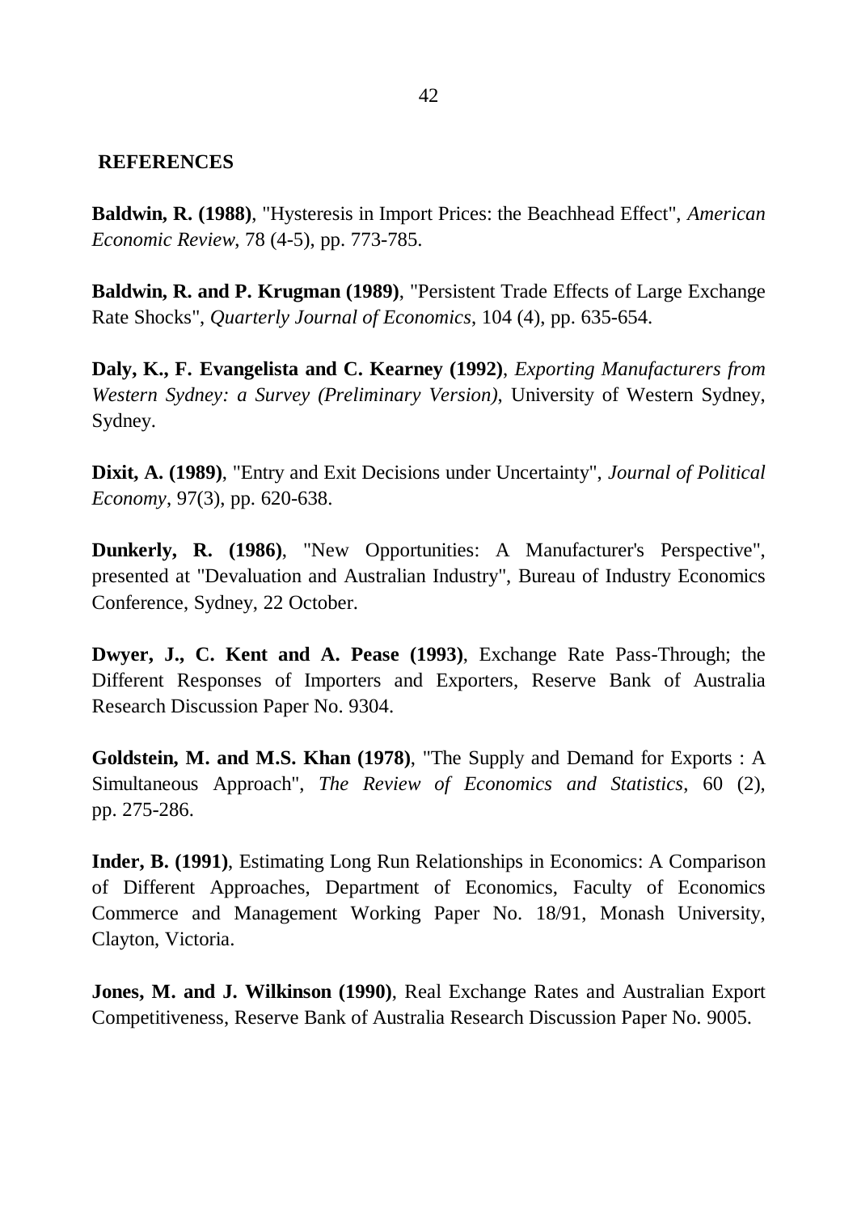## REFERENCES

**Baldwin, R. (1988)**, "Hysteresis in Import Prices: the Beachhead Effect", *American Economic Review*, 78 (4-5), pp. 773-785.

**Baldwin, R. and P. Krugman (1989)**, "Persistent Trade Effects of Large Exchange Rate Shocks", *Quarterly Journal of Economics*, 104 (4), pp. 635-654.

**Daly, K., F. Evangelista and C. Kearney (1992)**, *Exporting Manufacturers from Western Sydney: a Survey (Preliminary Version)*, University of Western Sydney, Sydney.

**Dixit, A. (1989)**, "Entry and Exit Decisions under Uncertainty", *Journal of Political Economy*, 97(3), pp. 620-638.

**Dunkerly, R. (1986)**, "New Opportunities: A Manufacturer's Perspective", presented at "Devaluation and Australian Industry", Bureau of Industry Economics Conference, Sydney, 22 October.

**Dwyer, J., C. Kent and A. Pease (1993)**, Exchange Rate Pass-Through; the Different Responses of Importers and Exporters, Reserve Bank of Australia Research Discussion Paper No. 9304.

**Goldstein, M. and M.S. Khan (1978)**, "The Supply and Demand for Exports : A Simultaneous Approach", *The Review of Economics and Statistics*, 60 (2), pp. 275-286.

**Inder, B. (1991)**, Estimating Long Run Relationships in Economics: A Comparison of Different Approaches, Department of Economics, Faculty of Economics Commerce and Management Working Paper No. 18/91, Monash University, Clayton, Victoria.

**Jones, M. and J. Wilkinson (1990)**, Real Exchange Rates and Australian Export Competitiveness, Reserve Bank of Australia Research Discussion Paper No. 9005.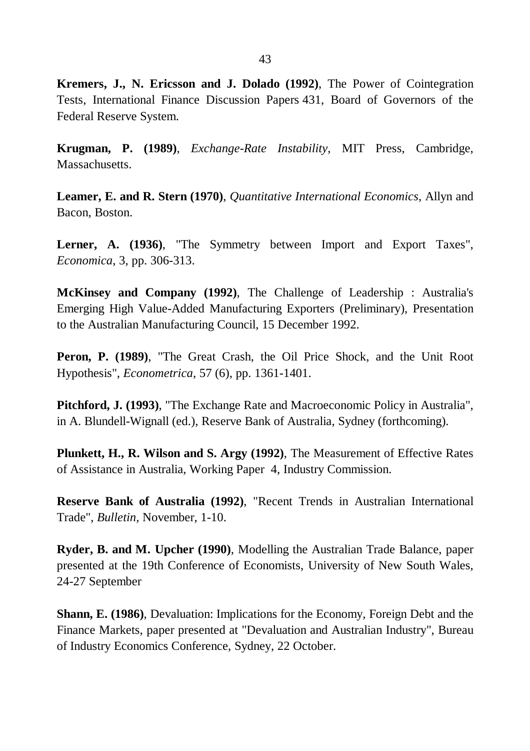**Kremers, J., N. Ericsson and J. Dolado (1992)**, The Power of Cointegration Tests, International Finance Discussion Papers 431, Board of Governors of the Federal Reserve System.

**Krugman, P. (1989)**, *Exchange-Rate Instability*, MIT Press, Cambridge, Massachusetts.

**Leamer, E. and R. Stern (1970)**, *Quantitative International Economics*, Allyn and Bacon, Boston.

**Lerner, A. (1936)**, "The Symmetry between Import and Export Taxes", *Economica*, 3, pp. 306-313.

**McKinsey and Company (1992)**, The Challenge of Leadership : Australia's Emerging High Value-Added Manufacturing Exporters (Preliminary), Presentation to the Australian Manufacturing Council, 15 December 1992.

**Peron, P. (1989)**, "The Great Crash, the Oil Price Shock, and the Unit Root Hypothesis", *Econometrica*, 57 (6), pp. 1361-1401.

**Pitchford, J. (1993)**, "The Exchange Rate and Macroeconomic Policy in Australia", in A. Blundell-Wignall (ed.), Reserve Bank of Australia, Sydney (forthcoming).

**Plunkett, H., R. Wilson and S. Argy (1992)**, The Measurement of Effective Rates of Assistance in Australia, Working Paper 4, Industry Commission.

**Reserve Bank of Australia (1992)**, "Recent Trends in Australian International Trade", *Bulletin,* November, 1-10.

**Ryder, B. and M. Upcher (1990)**, Modelling the Australian Trade Balance, paper presented at the 19th Conference of Economists, University of New South Wales, 24-27 September

**Shann, E. (1986)**, Devaluation: Implications for the Economy, Foreign Debt and the Finance Markets, paper presented at "Devaluation and Australian Industry", Bureau of Industry Economics Conference, Sydney, 22 October.